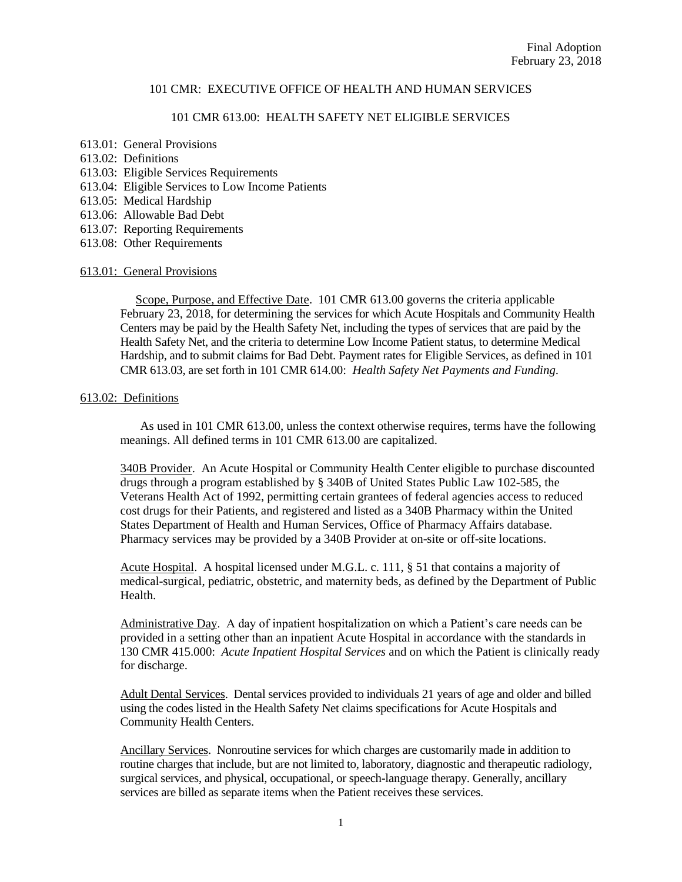Final Adoption
February 23, 2018

# 101 CMR: EXECUTIVE OFFICE OF HEALTH AND HUMAN SERVICES

## 101 CMR 613.00: HEALTH SAFETY NET ELIGIBLE SERVICES

613.01: General Provisions
613.02: Definitions
613.03: Eligible Services Requirements
613.04: Eligible Services to Low Income Patients
613.05: Medical Hardship
613.06: Allowable Bad Debt
613.07: Reporting Requirements
613.08: Other Requirements

### 613.01: General Provisions

Scope, Purpose, and Effective Date. 101 CMR 613.00 governs the criteria applicable February 23, 2018, for determining the services for which Acute Hospitals and Community Health Centers may be paid by the Health Safety Net, including the types of services that are paid by the Health Safety Net, and the criteria to determine Low Income Patient status, to determine Medical Hardship, and to submit claims for Bad Debt. Payment rates for Eligible Services, as defined in 101 CMR 613.03, are set forth in 101 CMR 614.00: *Health Safety Net Payments and Funding*.

### 613.02: Definitions

As used in 101 CMR 613.00, unless the context otherwise requires, terms have the following meanings. All defined terms in 101 CMR 613.00 are capitalized.

340B Provider. An Acute Hospital or Community Health Center eligible to purchase discounted drugs through a program established by § 340B of United States Public Law 102-585, the Veterans Health Act of 1992, permitting certain grantees of federal agencies access to reduced cost drugs for their Patients, and registered and listed as a 340B Pharmacy within the United States Department of Health and Human Services, Office of Pharmacy Affairs database. Pharmacy services may be provided by a 340B Provider at on-site or off-site locations.

Acute Hospital. A hospital licensed under M.G.L. c. 111, § 51 that contains a majority of medical-surgical, pediatric, obstetric, and maternity beds, as defined by the Department of Public Health.

Administrative Day. A day of inpatient hospitalization on which a Patient's care needs can be provided in a setting other than an inpatient Acute Hospital in accordance with the standards in 130 CMR 415.000: *Acute Inpatient Hospital Services* and on which the Patient is clinically ready for discharge.

Adult Dental Services. Dental services provided to individuals 21 years of age and older and billed using the codes listed in the Health Safety Net claims specifications for Acute Hospitals and Community Health Centers.

Ancillary Services. Nonroutine services for which charges are customarily made in addition to routine charges that include, but are not limited to, laboratory, diagnostic and therapeutic radiology, surgical services, and physical, occupational, or speech-language therapy. Generally, ancillary services are billed as separate items when the Patient receives these services.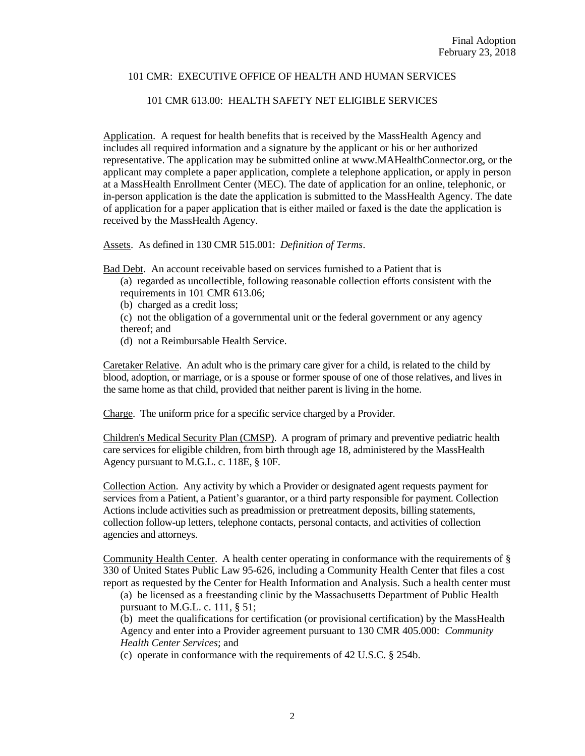101 CMR: EXECUTIVE OFFICE OF HEALTH AND HUMAN SERVICES

101 CMR 613.00: HEALTH SAFETY NET ELIGIBLE SERVICES

Application. A request for health benefits that is received by the MassHealth Agency and includes all required information and a signature by the applicant or his or her authorized representative. The application may be submitted online at www.MAHealthConnector.org, or the applicant may complete a paper application, complete a telephone application, or apply in person at a MassHealth Enrollment Center (MEC). The date of application for an online, telephonic, or in-person application is the date the application is submitted to the MassHealth Agency. The date of application for a paper application that is either mailed or faxed is the date the application is received by the MassHealth Agency.

Assets. As defined in 130 CMR 515.001: *Definition of Terms*.

Bad Debt. An account receivable based on services furnished to a Patient that is

(a) regarded as uncollectible, following reasonable collection efforts consistent with the requirements in 101 CMR 613.06;

(b) charged as a credit loss;

(c) not the obligation of a governmental unit or the federal government or any agency thereof; and

(d) not a Reimbursable Health Service.

Caretaker Relative. An adult who is the primary care giver for a child, is related to the child by blood, adoption, or marriage, or is a spouse or former spouse of one of those relatives, and lives in the same home as that child, provided that neither parent is living in the home.

Charge. The uniform price for a specific service charged by a Provider.

Children's Medical Security Plan (CMSP). A program of primary and preventive pediatric health care services for eligible children, from birth through age 18, administered by the MassHealth Agency pursuant to M.G.L. c. 118E, § 10F.

Collection Action. Any activity by which a Provider or designated agent requests payment for services from a Patient, a Patient's guarantor, or a third party responsible for payment. Collection Actions include activities such as preadmission or pretreatment deposits, billing statements, collection follow-up letters, telephone contacts, personal contacts, and activities of collection agencies and attorneys.

Community Health Center. A health center operating in conformance with the requirements of § 330 of United States Public Law 95-626, including a Community Health Center that files a cost report as requested by the Center for Health Information and Analysis. Such a health center must

(a) be licensed as a freestanding clinic by the Massachusetts Department of Public Health pursuant to M.G.L. c. 111, § 51;

(b) meet the qualifications for certification (or provisional certification) by the MassHealth Agency and enter into a Provider agreement pursuant to 130 CMR 405.000: *Community Health Center Services*; and

(c) operate in conformance with the requirements of 42 U.S.C. § 254b.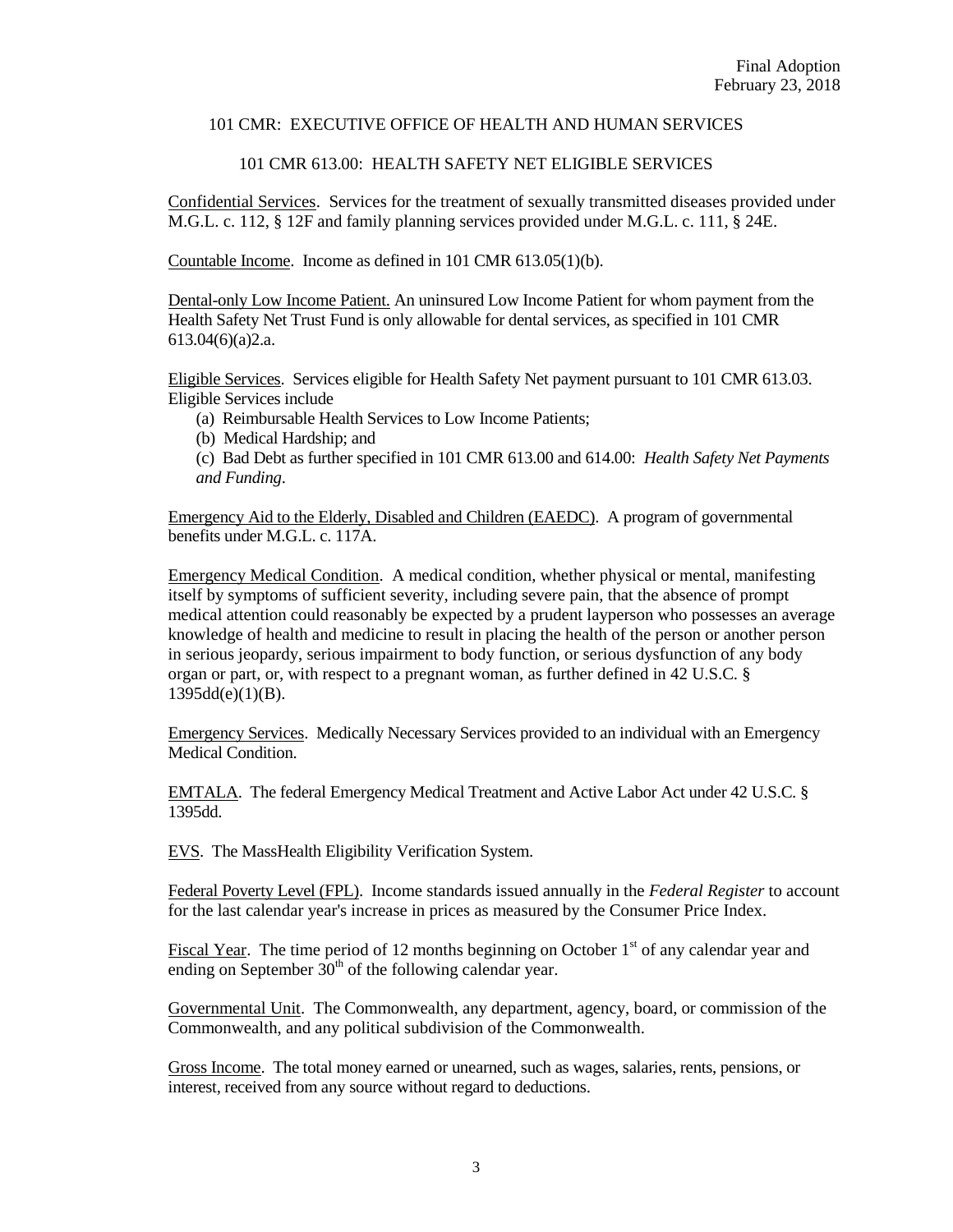101 CMR: EXECUTIVE OFFICE OF HEALTH AND HUMAN SERVICES

101 CMR 613.00: HEALTH SAFETY NET ELIGIBLE SERVICES

Confidential Services. Services for the treatment of sexually transmitted diseases provided under M.G.L. c. 112, § 12F and family planning services provided under M.G.L. c. 111, § 24E.

Countable Income. Income as defined in 101 CMR 613.05(1)(b).

Dental-only Low Income Patient. An uninsured Low Income Patient for whom payment from the Health Safety Net Trust Fund is only allowable for dental services, as specified in 101 CMR 613.04(6)(a)2.a.

Eligible Services. Services eligible for Health Safety Net payment pursuant to 101 CMR 613.03. Eligible Services include

(a) Reimbursable Health Services to Low Income Patients;

(b) Medical Hardship; and

(c) Bad Debt as further specified in 101 CMR 613.00 and 614.00: *Health Safety Net Payments and Funding*.

Emergency Aid to the Elderly, Disabled and Children (EAEDC). A program of governmental benefits under M.G.L. c. 117A.

Emergency Medical Condition. A medical condition, whether physical or mental, manifesting itself by symptoms of sufficient severity, including severe pain, that the absence of prompt medical attention could reasonably be expected by a prudent layperson who possesses an average knowledge of health and medicine to result in placing the health of the person or another person in serious jeopardy, serious impairment to body function, or serious dysfunction of any body organ or part, or, with respect to a pregnant woman, as further defined in 42 U.S.C. § 1395dd(e)(1)(B).

Emergency Services. Medically Necessary Services provided to an individual with an Emergency Medical Condition.

EMTALA. The federal Emergency Medical Treatment and Active Labor Act under 42 U.S.C. § 1395dd.

EVS. The MassHealth Eligibility Verification System.

Federal Poverty Level (FPL). Income standards issued annually in the *Federal Register* to account for the last calendar year's increase in prices as measured by the Consumer Price Index.

Fiscal Year. The time period of 12 months beginning on October 1st of any calendar year and ending on September 30th of the following calendar year.

Governmental Unit. The Commonwealth, any department, agency, board, or commission of the Commonwealth, and any political subdivision of the Commonwealth.

Gross Income. The total money earned or unearned, such as wages, salaries, rents, pensions, or interest, received from any source without regard to deductions.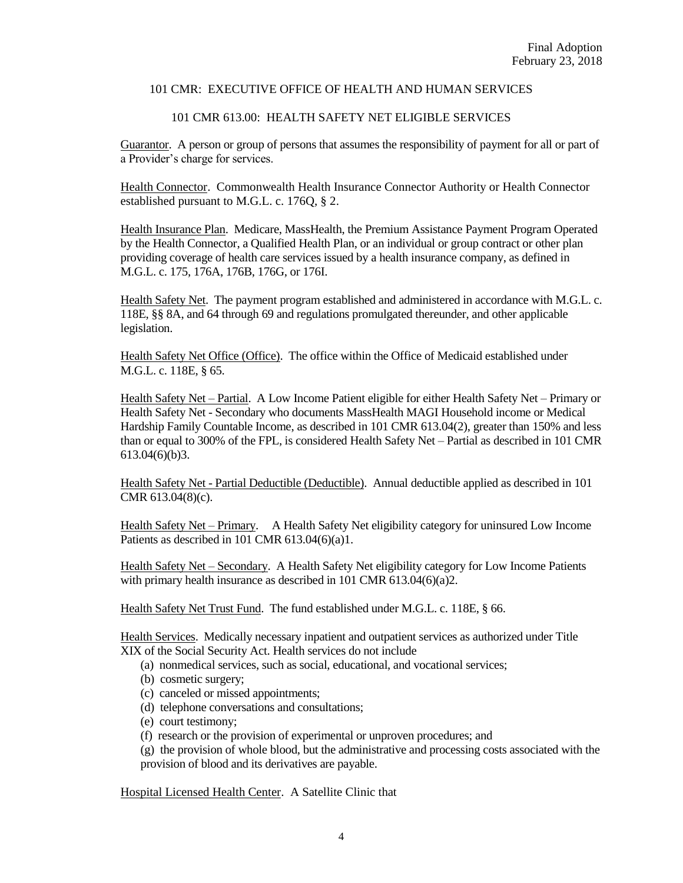101 CMR: EXECUTIVE OFFICE OF HEALTH AND HUMAN SERVICES

101 CMR 613.00: HEALTH SAFETY NET ELIGIBLE SERVICES

<u>Guarantor</u>. A person or group of persons that assumes the responsibility of payment for all or part of a Provider's charge for services.

<u>Health Connector</u>. Commonwealth Health Insurance Connector Authority or Health Connector established pursuant to M.G.L. c. 176Q, § 2.

<u>Health Insurance Plan</u>. Medicare, MassHealth, the Premium Assistance Payment Program Operated by the Health Connector, a Qualified Health Plan, or an individual or group contract or other plan providing coverage of health care services issued by a health insurance company, as defined in M.G.L. c. 175, 176A, 176B, 176G, or 176I.

<u>Health Safety Net</u>. The payment program established and administered in accordance with M.G.L. c. 118E, §§ 8A, and 64 through 69 and regulations promulgated thereunder, and other applicable legislation.

<u>Health Safety Net Office (Office)</u>. The office within the Office of Medicaid established under M.G.L. c. 118E, § 65.

<u>Health Safety Net – Partial</u>. A Low Income Patient eligible for either Health Safety Net – Primary or Health Safety Net - Secondary who documents MassHealth MAGI Household income or Medical Hardship Family Countable Income, as described in 101 CMR 613.04(2), greater than 150% and less than or equal to 300% of the FPL, is considered Health Safety Net – Partial as described in 101 CMR 613.04(6)(b)3.

<u>Health Safety Net - Partial Deductible (Deductible)</u>. Annual deductible applied as described in 101 CMR 613.04(8)(c).

<u>Health Safety Net – Primary</u>. A Health Safety Net eligibility category for uninsured Low Income Patients as described in 101 CMR 613.04(6)(a)1.

<u>Health Safety Net – Secondary</u>. A Health Safety Net eligibility category for Low Income Patients with primary health insurance as described in 101 CMR 613.04(6)(a)2.

<u>Health Safety Net Trust Fund</u>. The fund established under M.G.L. c. 118E, § 66.

<u>Health Services</u>. Medically necessary inpatient and outpatient services as authorized under Title XIX of the Social Security Act. Health services do not include

(a) nonmedical services, such as social, educational, and vocational services;
(b) cosmetic surgery;
(c) canceled or missed appointments;
(d) telephone conversations and consultations;
(e) court testimony;
(f) research or the provision of experimental or unproven procedures; and
(g) the provision of whole blood, but the administrative and processing costs associated with the provision of blood and its derivatives are payable.

<u>Hospital Licensed Health Center</u>. A Satellite Clinic that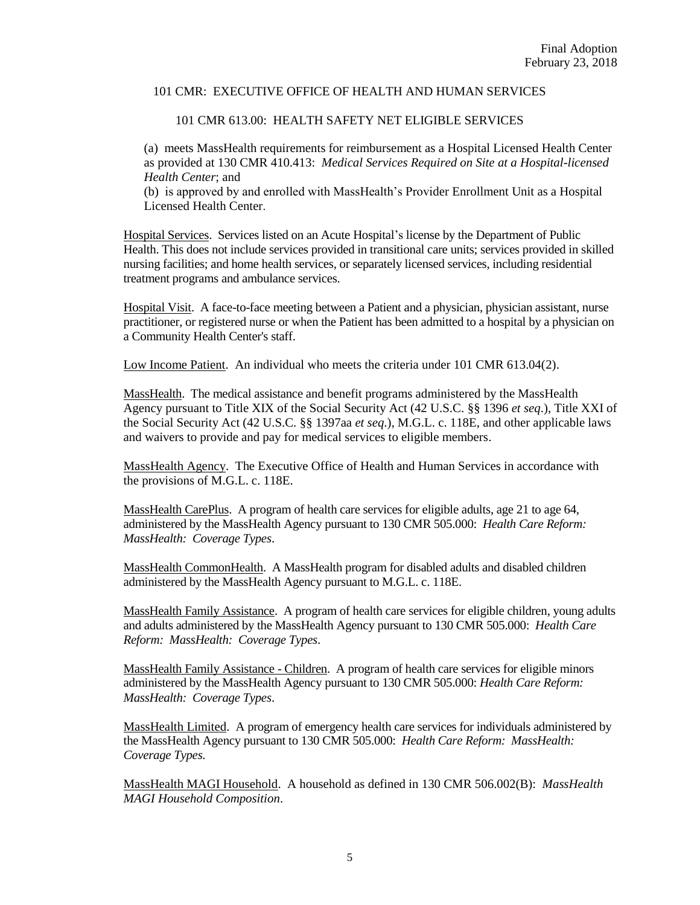(a) meets MassHealth requirements for reimbursement as a Hospital Licensed Health Center as provided at 130 CMR 410.413: *Medical Services Required on Site at a Hospital-licensed Health Center*; and

(b) is approved by and enrolled with MassHealth's Provider Enrollment Unit as a Hospital Licensed Health Center.

Hospital Services. Services listed on an Acute Hospital's license by the Department of Public Health. This does not include services provided in transitional care units; services provided in skilled nursing facilities; and home health services, or separately licensed services, including residential treatment programs and ambulance services.

Hospital Visit. A face-to-face meeting between a Patient and a physician, physician assistant, nurse practitioner, or registered nurse or when the Patient has been admitted to a hospital by a physician on a Community Health Center's staff.

Low Income Patient. An individual who meets the criteria under 101 CMR 613.04(2).

MassHealth. The medical assistance and benefit programs administered by the MassHealth Agency pursuant to Title XIX of the Social Security Act (42 U.S.C. §§ 1396 *et seq*.), Title XXI of the Social Security Act (42 U.S.C. §§ 1397aa *et seq*.), M.G.L. c. 118E, and other applicable laws and waivers to provide and pay for medical services to eligible members.

MassHealth Agency. The Executive Office of Health and Human Services in accordance with the provisions of M.G.L. c. 118E.

MassHealth CarePlus. A program of health care services for eligible adults, age 21 to age 64, administered by the MassHealth Agency pursuant to 130 CMR 505.000: *Health Care Reform: MassHealth: Coverage Types*.

MassHealth CommonHealth. A MassHealth program for disabled adults and disabled children administered by the MassHealth Agency pursuant to M.G.L. c. 118E.

MassHealth Family Assistance. A program of health care services for eligible children, young adults and adults administered by the MassHealth Agency pursuant to 130 CMR 505.000: *Health Care Reform: MassHealth: Coverage Types*.

MassHealth Family Assistance - Children. A program of health care services for eligible minors administered by the MassHealth Agency pursuant to 130 CMR 505.000: *Health Care Reform: MassHealth: Coverage Types*.

MassHealth Limited. A program of emergency health care services for individuals administered by the MassHealth Agency pursuant to 130 CMR 505.000: *Health Care Reform: MassHealth: Coverage Types.*

MassHealth MAGI Household. A household as defined in 130 CMR 506.002(B): *MassHealth MAGI Household Composition*.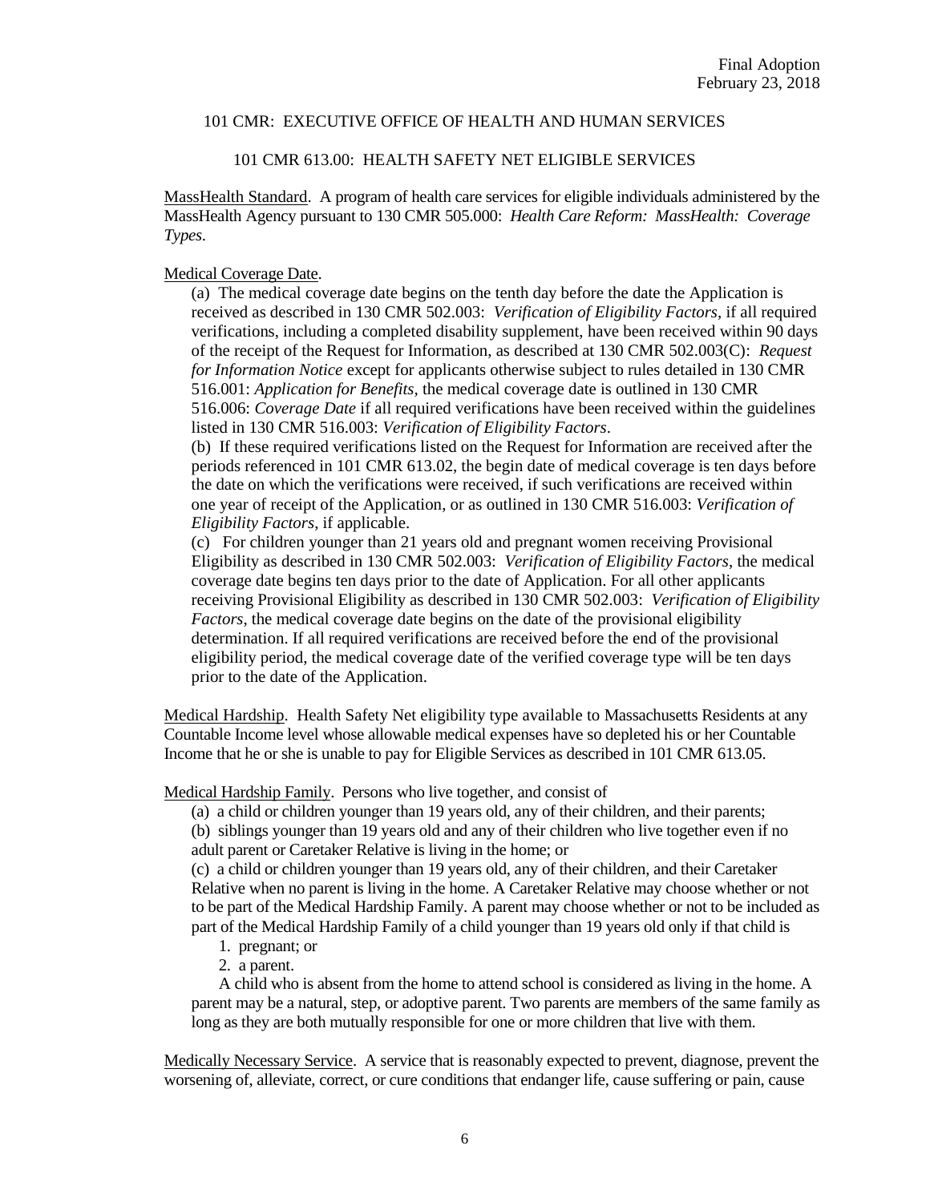Final Adoption
February 23, 2018

101 CMR: EXECUTIVE OFFICE OF HEALTH AND HUMAN SERVICES

101 CMR 613.00: HEALTH SAFETY NET ELIGIBLE SERVICES

<u>MassHealth Standard</u>. A program of health care services for eligible individuals administered by the MassHealth Agency pursuant to 130 CMR 505.000: *Health Care Reform: MassHealth: Coverage Types*.

<u>Medical Coverage Date</u>.

(a) The medical coverage date begins on the tenth day before the date the Application is received as described in 130 CMR 502.003: *Verification of Eligibility Factors*, if all required verifications, including a completed disability supplement, have been received within 90 days of the receipt of the Request for Information, as described at 130 CMR 502.003(C): *Request for Information Notice* except for applicants otherwise subject to rules detailed in 130 CMR 516.001: *Application for Benefits*, the medical coverage date is outlined in 130 CMR 516.006: *Coverage Date* if all required verifications have been received within the guidelines listed in 130 CMR 516.003: *Verification of Eligibility Factors*.

(b) If these required verifications listed on the Request for Information are received after the periods referenced in 101 CMR 613.02, the begin date of medical coverage is ten days before the date on which the verifications were received, if such verifications are received within one year of receipt of the Application, or as outlined in 130 CMR 516.003: *Verification of Eligibility Factors*, if applicable.

(c) For children younger than 21 years old and pregnant women receiving Provisional Eligibility as described in 130 CMR 502.003: *Verification of Eligibility Factors*, the medical coverage date begins ten days prior to the date of Application. For all other applicants receiving Provisional Eligibility as described in 130 CMR 502.003: *Verification of Eligibility Factors*, the medical coverage date begins on the date of the provisional eligibility determination. If all required verifications are received before the end of the provisional eligibility period, the medical coverage date of the verified coverage type will be ten days prior to the date of the Application.

<u>Medical Hardship</u>. Health Safety Net eligibility type available to Massachusetts Residents at any Countable Income level whose allowable medical expenses have so depleted his or her Countable Income that he or she is unable to pay for Eligible Services as described in 101 CMR 613.05.

<u>Medical Hardship Family</u>. Persons who live together, and consist of

(a) a child or children younger than 19 years old, any of their children, and their parents;

(b) siblings younger than 19 years old and any of their children who live together even if no adult parent or Caretaker Relative is living in the home; or

(c) a child or children younger than 19 years old, any of their children, and their Caretaker Relative when no parent is living in the home. A Caretaker Relative may choose whether or not to be part of the Medical Hardship Family. A parent may choose whether or not to be included as part of the Medical Hardship Family of a child younger than 19 years old only if that child is

1. pregnant; or
2. a parent.

A child who is absent from the home to attend school is considered as living in the home. A parent may be a natural, step, or adoptive parent. Two parents are members of the same family as long as they are both mutually responsible for one or more children that live with them.

<u>Medically Necessary Service</u>. A service that is reasonably expected to prevent, diagnose, prevent the worsening of, alleviate, correct, or cure conditions that endanger life, cause suffering or pain, cause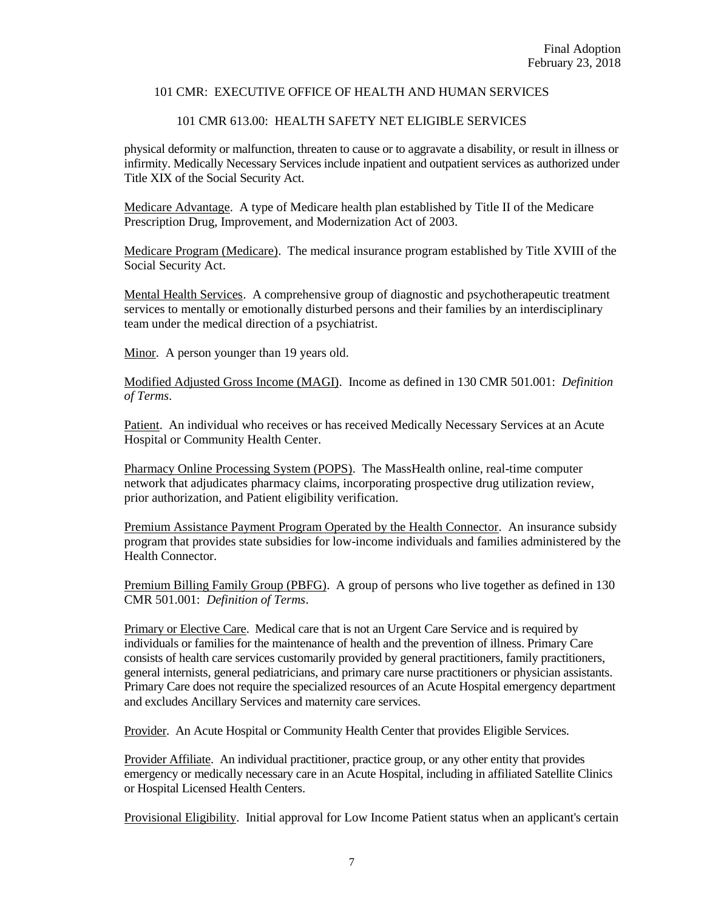physical deformity or malfunction, threaten to cause or to aggravate a disability, or result in illness or infirmity. Medically Necessary Services include inpatient and outpatient services as authorized under Title XIX of the Social Security Act.

Medicare Advantage. A type of Medicare health plan established by Title II of the Medicare Prescription Drug, Improvement, and Modernization Act of 2003.

Medicare Program (Medicare). The medical insurance program established by Title XVIII of the Social Security Act.

Mental Health Services. A comprehensive group of diagnostic and psychotherapeutic treatment services to mentally or emotionally disturbed persons and their families by an interdisciplinary team under the medical direction of a psychiatrist.

Minor. A person younger than 19 years old.

Modified Adjusted Gross Income (MAGI). Income as defined in 130 CMR 501.001: *Definition of Terms*.

Patient. An individual who receives or has received Medically Necessary Services at an Acute Hospital or Community Health Center.

Pharmacy Online Processing System (POPS). The MassHealth online, real-time computer network that adjudicates pharmacy claims, incorporating prospective drug utilization review, prior authorization, and Patient eligibility verification.

Premium Assistance Payment Program Operated by the Health Connector. An insurance subsidy program that provides state subsidies for low-income individuals and families administered by the Health Connector.

Premium Billing Family Group (PBFG). A group of persons who live together as defined in 130 CMR 501.001: *Definition of Terms*.

Primary or Elective Care. Medical care that is not an Urgent Care Service and is required by individuals or families for the maintenance of health and the prevention of illness. Primary Care consists of health care services customarily provided by general practitioners, family practitioners, general internists, general pediatricians, and primary care nurse practitioners or physician assistants. Primary Care does not require the specialized resources of an Acute Hospital emergency department and excludes Ancillary Services and maternity care services.

Provider. An Acute Hospital or Community Health Center that provides Eligible Services.

Provider Affiliate. An individual practitioner, practice group, or any other entity that provides emergency or medically necessary care in an Acute Hospital, including in affiliated Satellite Clinics or Hospital Licensed Health Centers.

Provisional Eligibility. Initial approval for Low Income Patient status when an applicant's certain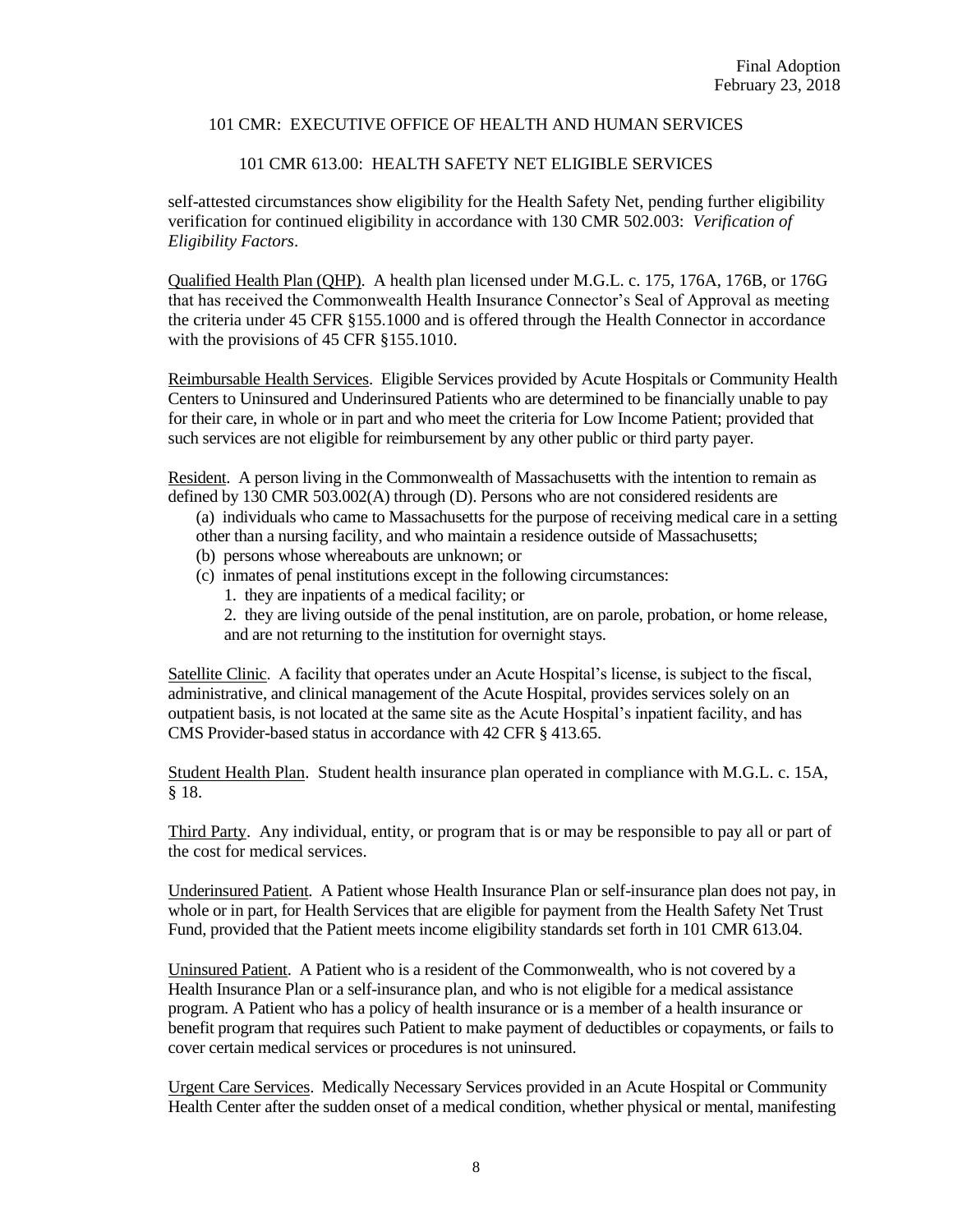self-attested circumstances show eligibility for the Health Safety Net, pending further eligibility verification for continued eligibility in accordance with 130 CMR 502.003: *Verification of Eligibility Factors*.

Qualified Health Plan (QHP). A health plan licensed under M.G.L. c. 175, 176A, 176B, or 176G that has received the Commonwealth Health Insurance Connector's Seal of Approval as meeting the criteria under 45 CFR §155.1000 and is offered through the Health Connector in accordance with the provisions of 45 CFR §155.1010.

Reimbursable Health Services. Eligible Services provided by Acute Hospitals or Community Health Centers to Uninsured and Underinsured Patients who are determined to be financially unable to pay for their care, in whole or in part and who meet the criteria for Low Income Patient; provided that such services are not eligible for reimbursement by any other public or third party payer.

Resident. A person living in the Commonwealth of Massachusetts with the intention to remain as defined by 130 CMR 503.002(A) through (D). Persons who are not considered residents are

(a) individuals who came to Massachusetts for the purpose of receiving medical care in a setting other than a nursing facility, and who maintain a residence outside of Massachusetts;
(b) persons whose whereabouts are unknown; or
(c) inmates of penal institutions except in the following circumstances:
   1. they are inpatients of a medical facility; or
   2. they are living outside of the penal institution, are on parole, probation, or home release, and are not returning to the institution for overnight stays.

Satellite Clinic. A facility that operates under an Acute Hospital's license, is subject to the fiscal, administrative, and clinical management of the Acute Hospital, provides services solely on an outpatient basis, is not located at the same site as the Acute Hospital's inpatient facility, and has CMS Provider-based status in accordance with 42 CFR § 413.65.

Student Health Plan. Student health insurance plan operated in compliance with M.G.L. c. 15A, § 18.

Third Party. Any individual, entity, or program that is or may be responsible to pay all or part of the cost for medical services.

Underinsured Patient. A Patient whose Health Insurance Plan or self-insurance plan does not pay, in whole or in part, for Health Services that are eligible for payment from the Health Safety Net Trust Fund, provided that the Patient meets income eligibility standards set forth in 101 CMR 613.04.

Uninsured Patient. A Patient who is a resident of the Commonwealth, who is not covered by a Health Insurance Plan or a self-insurance plan, and who is not eligible for a medical assistance program. A Patient who has a policy of health insurance or is a member of a health insurance or benefit program that requires such Patient to make payment of deductibles or copayments, or fails to cover certain medical services or procedures is not uninsured.

Urgent Care Services. Medically Necessary Services provided in an Acute Hospital or Community Health Center after the sudden onset of a medical condition, whether physical or mental, manifesting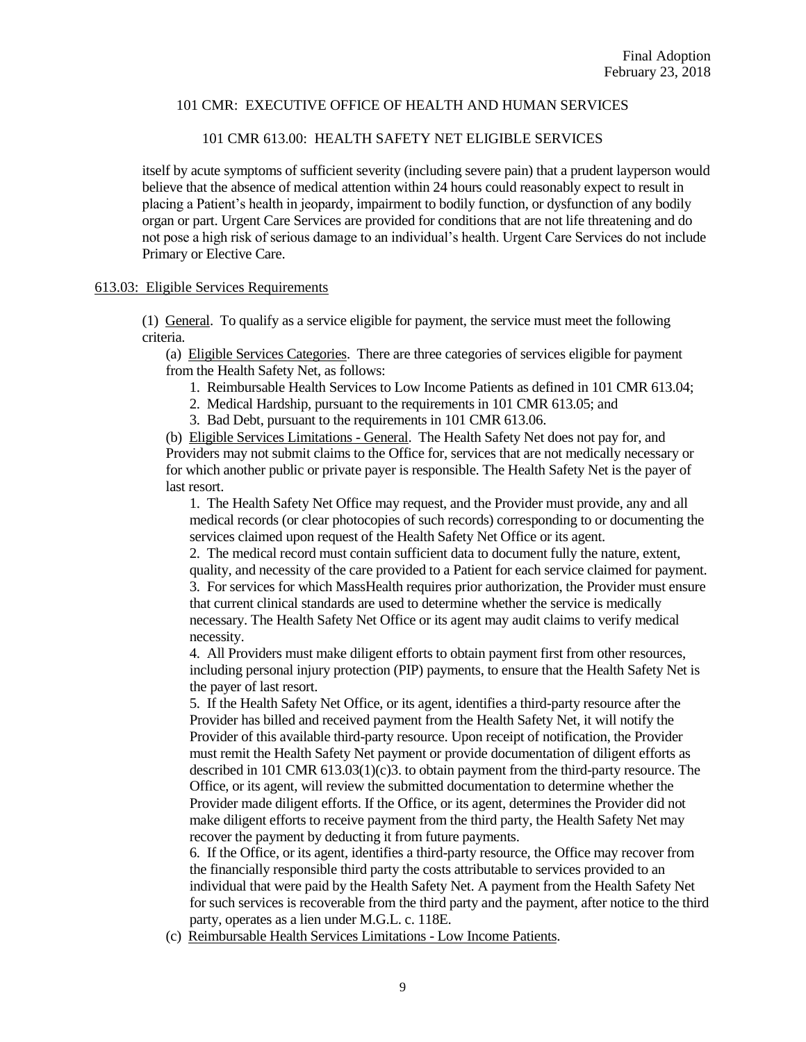itself by acute symptoms of sufficient severity (including severe pain) that a prudent layperson would believe that the absence of medical attention within 24 hours could reasonably expect to result in placing a Patient's health in jeopardy, impairment to bodily function, or dysfunction of any bodily organ or part. Urgent Care Services are provided for conditions that are not life threatening and do not pose a high risk of serious damage to an individual's health. Urgent Care Services do not include Primary or Elective Care.

## 613.03: Eligible Services Requirements

(1) General. To qualify as a service eligible for payment, the service must meet the following criteria.

(a) Eligible Services Categories. There are three categories of services eligible for payment from the Health Safety Net, as follows:

1. Reimbursable Health Services to Low Income Patients as defined in 101 CMR 613.04;
2. Medical Hardship, pursuant to the requirements in 101 CMR 613.05; and
3. Bad Debt, pursuant to the requirements in 101 CMR 613.06.

(b) Eligible Services Limitations - General. The Health Safety Net does not pay for, and Providers may not submit claims to the Office for, services that are not medically necessary or for which another public or private payer is responsible. The Health Safety Net is the payer of last resort.

1. The Health Safety Net Office may request, and the Provider must provide, any and all medical records (or clear photocopies of such records) corresponding to or documenting the services claimed upon request of the Health Safety Net Office or its agent.
2. The medical record must contain sufficient data to document fully the nature, extent, quality, and necessity of the care provided to a Patient for each service claimed for payment.
3. For services for which MassHealth requires prior authorization, the Provider must ensure that current clinical standards are used to determine whether the service is medically necessary. The Health Safety Net Office or its agent may audit claims to verify medical necessity.
4. All Providers must make diligent efforts to obtain payment first from other resources, including personal injury protection (PIP) payments, to ensure that the Health Safety Net is the payer of last resort.
5. If the Health Safety Net Office, or its agent, identifies a third-party resource after the Provider has billed and received payment from the Health Safety Net, it will notify the Provider of this available third-party resource. Upon receipt of notification, the Provider must remit the Health Safety Net payment or provide documentation of diligent efforts as described in 101 CMR 613.03(1)(c)3. to obtain payment from the third-party resource. The Office, or its agent, will review the submitted documentation to determine whether the Provider made diligent efforts. If the Office, or its agent, determines the Provider did not make diligent efforts to receive payment from the third party, the Health Safety Net may recover the payment by deducting it from future payments.
6. If the Office, or its agent, identifies a third-party resource, the Office may recover from the financially responsible third party the costs attributable to services provided to an individual that were paid by the Health Safety Net. A payment from the Health Safety Net for such services is recoverable from the third party and the payment, after notice to the third party, operates as a lien under M.G.L. c. 118E.

(c) Reimbursable Health Services Limitations - Low Income Patients.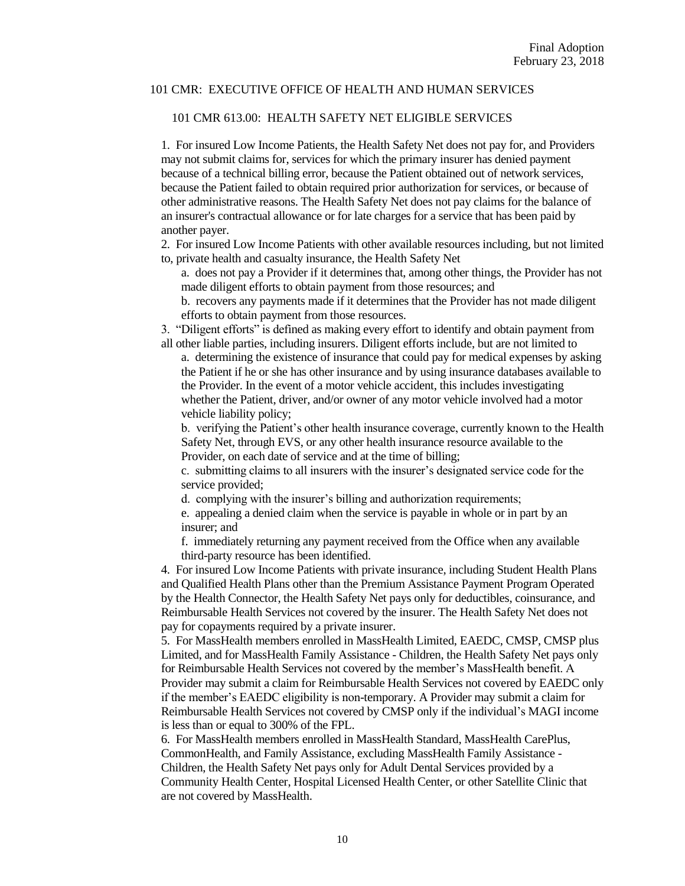101 CMR: EXECUTIVE OFFICE OF HEALTH AND HUMAN SERVICES

101 CMR 613.00: HEALTH SAFETY NET ELIGIBLE SERVICES

1. For insured Low Income Patients, the Health Safety Net does not pay for, and Providers may not submit claims for, services for which the primary insurer has denied payment because of a technical billing error, because the Patient obtained out of network services, because the Patient failed to obtain required prior authorization for services, or because of other administrative reasons. The Health Safety Net does not pay claims for the balance of an insurer's contractual allowance or for late charges for a service that has been paid by another payer.

2. For insured Low Income Patients with other available resources including, but not limited to, private health and casualty insurance, the Health Safety Net

   a. does not pay a Provider if it determines that, among other things, the Provider has not made diligent efforts to obtain payment from those resources; and

   b. recovers any payments made if it determines that the Provider has not made diligent efforts to obtain payment from those resources.

3. "Diligent efforts" is defined as making every effort to identify and obtain payment from all other liable parties, including insurers. Diligent efforts include, but are not limited to

   a. determining the existence of insurance that could pay for medical expenses by asking the Patient if he or she has other insurance and by using insurance databases available to the Provider. In the event of a motor vehicle accident, this includes investigating whether the Patient, driver, and/or owner of any motor vehicle involved had a motor vehicle liability policy;

   b. verifying the Patient's other health insurance coverage, currently known to the Health Safety Net, through EVS, or any other health insurance resource available to the Provider, on each date of service and at the time of billing;

   c. submitting claims to all insurers with the insurer's designated service code for the service provided;

   d. complying with the insurer's billing and authorization requirements;

   e. appealing a denied claim when the service is payable in whole or in part by an insurer; and

   f. immediately returning any payment received from the Office when any available third-party resource has been identified.

4. For insured Low Income Patients with private insurance, including Student Health Plans and Qualified Health Plans other than the Premium Assistance Payment Program Operated by the Health Connector, the Health Safety Net pays only for deductibles, coinsurance, and Reimbursable Health Services not covered by the insurer. The Health Safety Net does not pay for copayments required by a private insurer.

5. For MassHealth members enrolled in MassHealth Limited, EAEDC, CMSP, CMSP plus Limited, and for MassHealth Family Assistance - Children, the Health Safety Net pays only for Reimbursable Health Services not covered by the member's MassHealth benefit. A Provider may submit a claim for Reimbursable Health Services not covered by EAEDC only if the member's EAEDC eligibility is non-temporary. A Provider may submit a claim for Reimbursable Health Services not covered by CMSP only if the individual's MAGI income is less than or equal to 300% of the FPL.

6. For MassHealth members enrolled in MassHealth Standard, MassHealth CarePlus, CommonHealth, and Family Assistance, excluding MassHealth Family Assistance - Children, the Health Safety Net pays only for Adult Dental Services provided by a Community Health Center, Hospital Licensed Health Center, or other Satellite Clinic that are not covered by MassHealth.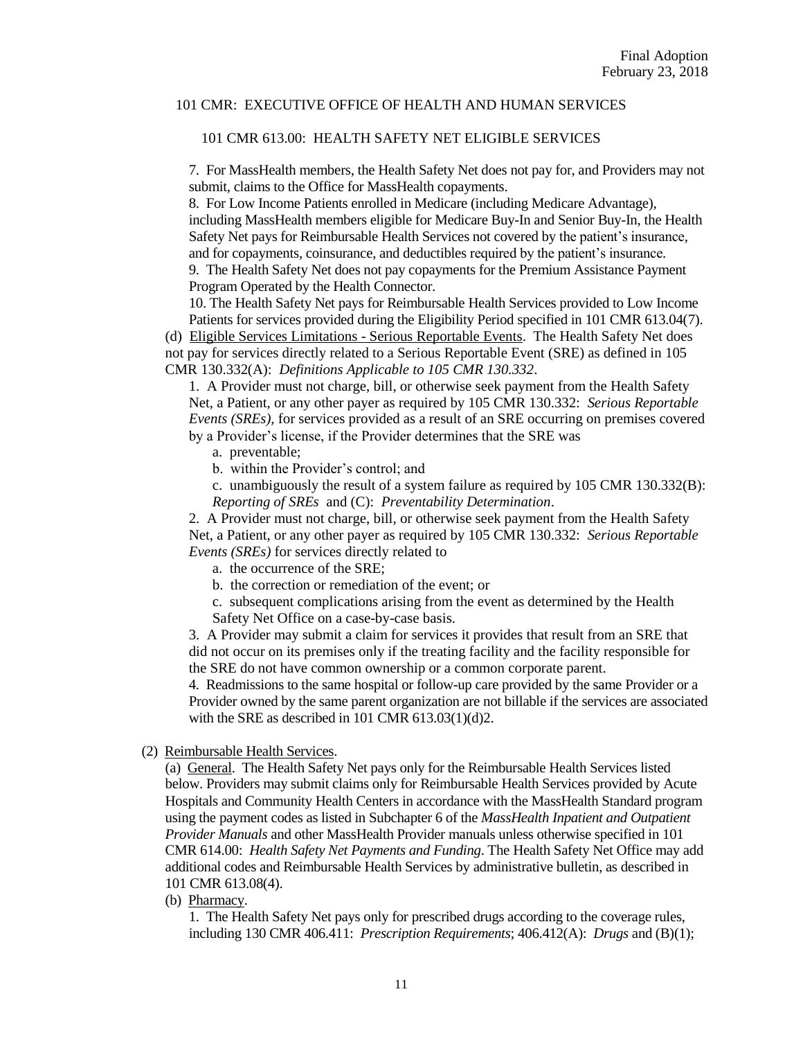7. For MassHealth members, the Health Safety Net does not pay for, and Providers may not submit, claims to the Office for MassHealth copayments.

8. For Low Income Patients enrolled in Medicare (including Medicare Advantage), including MassHealth members eligible for Medicare Buy-In and Senior Buy-In, the Health Safety Net pays for Reimbursable Health Services not covered by the patient's insurance, and for copayments, coinsurance, and deductibles required by the patient's insurance.

9. The Health Safety Net does not pay copayments for the Premium Assistance Payment Program Operated by the Health Connector.

10. The Health Safety Net pays for Reimbursable Health Services provided to Low Income Patients for services provided during the Eligibility Period specified in 101 CMR 613.04(7).

(d) Eligible Services Limitations - Serious Reportable Events. The Health Safety Net does not pay for services directly related to a Serious Reportable Event (SRE) as defined in 105 CMR 130.332(A): *Definitions Applicable to 105 CMR 130.332*.

1. A Provider must not charge, bill, or otherwise seek payment from the Health Safety Net, a Patient, or any other payer as required by 105 CMR 130.332: *Serious Reportable Events (SREs)*, for services provided as a result of an SRE occurring on premises covered by a Provider's license, if the Provider determines that the SRE was

a. preventable;

b. within the Provider's control; and

c. unambiguously the result of a system failure as required by 105 CMR 130.332(B): *Reporting of SREs* and (C): *Preventability Determination*.

2. A Provider must not charge, bill, or otherwise seek payment from the Health Safety Net, a Patient, or any other payer as required by 105 CMR 130.332: *Serious Reportable Events (SREs)* for services directly related to

a. the occurrence of the SRE;

b. the correction or remediation of the event; or

c. subsequent complications arising from the event as determined by the Health Safety Net Office on a case-by-case basis.

3. A Provider may submit a claim for services it provides that result from an SRE that did not occur on its premises only if the treating facility and the facility responsible for the SRE do not have common ownership or a common corporate parent.

4. Readmissions to the same hospital or follow-up care provided by the same Provider or a Provider owned by the same parent organization are not billable if the services are associated with the SRE as described in 101 CMR 613.03(1)(d)2.

(2) Reimbursable Health Services.

(a) General. The Health Safety Net pays only for the Reimbursable Health Services listed below. Providers may submit claims only for Reimbursable Health Services provided by Acute Hospitals and Community Health Centers in accordance with the MassHealth Standard program using the payment codes as listed in Subchapter 6 of the *MassHealth Inpatient and Outpatient Provider Manuals* and other MassHealth Provider manuals unless otherwise specified in 101 CMR 614.00: *Health Safety Net Payments and Funding*. The Health Safety Net Office may add additional codes and Reimbursable Health Services by administrative bulletin, as described in 101 CMR 613.08(4).

(b) Pharmacy.

1. The Health Safety Net pays only for prescribed drugs according to the coverage rules, including 130 CMR 406.411: *Prescription Requirements*; 406.412(A): *Drugs* and (B)(1);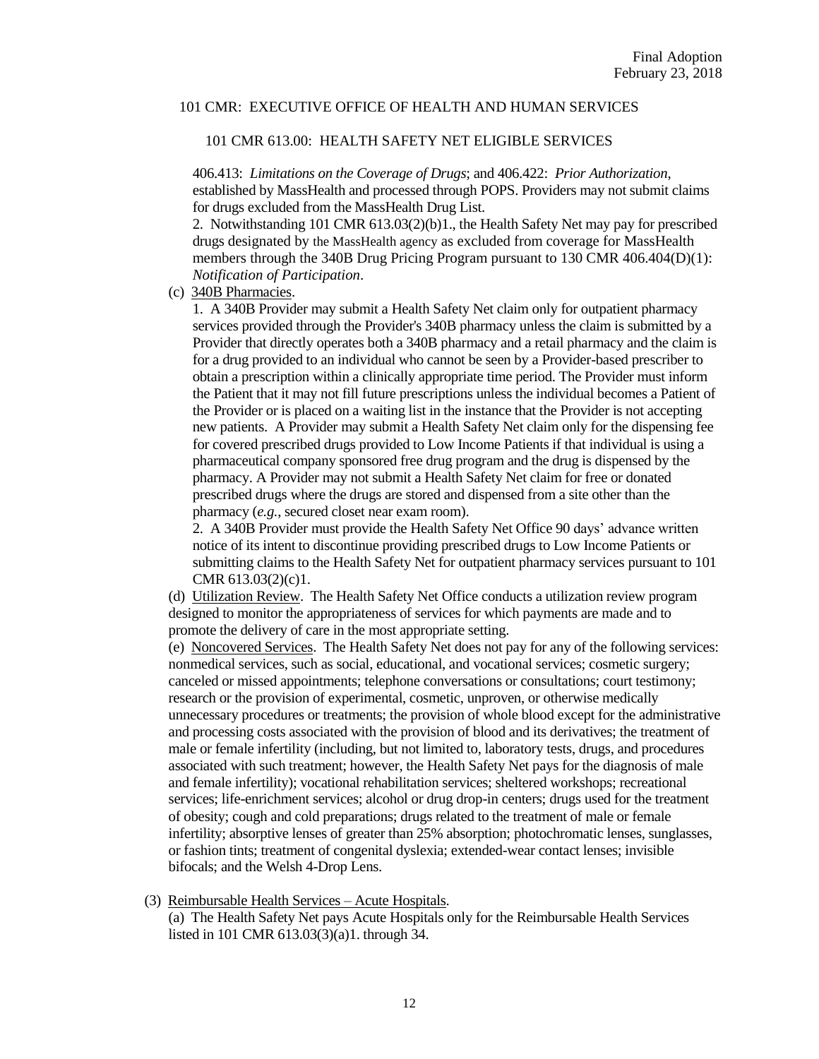406.413: *Limitations on the Coverage of Drugs*; and 406.422: *Prior Authorization*, established by MassHealth and processed through POPS. Providers may not submit claims for drugs excluded from the MassHealth Drug List.

2. Notwithstanding 101 CMR 613.03(2)(b)1., the Health Safety Net may pay for prescribed drugs designated by the MassHealth agency as excluded from coverage for MassHealth members through the 340B Drug Pricing Program pursuant to 130 CMR 406.404(D)(1): *Notification of Participation*.

(c) 340B Pharmacies.

1. A 340B Provider may submit a Health Safety Net claim only for outpatient pharmacy services provided through the Provider's 340B pharmacy unless the claim is submitted by a Provider that directly operates both a 340B pharmacy and a retail pharmacy and the claim is for a drug provided to an individual who cannot be seen by a Provider-based prescriber to obtain a prescription within a clinically appropriate time period. The Provider must inform the Patient that it may not fill future prescriptions unless the individual becomes a Patient of the Provider or is placed on a waiting list in the instance that the Provider is not accepting new patients. A Provider may submit a Health Safety Net claim only for the dispensing fee for covered prescribed drugs provided to Low Income Patients if that individual is using a pharmaceutical company sponsored free drug program and the drug is dispensed by the pharmacy. A Provider may not submit a Health Safety Net claim for free or donated prescribed drugs where the drugs are stored and dispensed from a site other than the pharmacy (*e.g.*, secured closet near exam room).

2. A 340B Provider must provide the Health Safety Net Office 90 days' advance written notice of its intent to discontinue providing prescribed drugs to Low Income Patients or submitting claims to the Health Safety Net for outpatient pharmacy services pursuant to 101 CMR 613.03(2)(c)1.

(d) Utilization Review. The Health Safety Net Office conducts a utilization review program designed to monitor the appropriateness of services for which payments are made and to promote the delivery of care in the most appropriate setting.

(e) Noncovered Services. The Health Safety Net does not pay for any of the following services: nonmedical services, such as social, educational, and vocational services; cosmetic surgery; canceled or missed appointments; telephone conversations or consultations; court testimony; research or the provision of experimental, cosmetic, unproven, or otherwise medically unnecessary procedures or treatments; the provision of whole blood except for the administrative and processing costs associated with the provision of blood and its derivatives; the treatment of male or female infertility (including, but not limited to, laboratory tests, drugs, and procedures associated with such treatment; however, the Health Safety Net pays for the diagnosis of male and female infertility); vocational rehabilitation services; sheltered workshops; recreational services; life-enrichment services; alcohol or drug drop-in centers; drugs used for the treatment of obesity; cough and cold preparations; drugs related to the treatment of male or female infertility; absorptive lenses of greater than 25% absorption; photochromatic lenses, sunglasses, or fashion tints; treatment of congenital dyslexia; extended-wear contact lenses; invisible bifocals; and the Welsh 4-Drop Lens.

(3) Reimbursable Health Services – Acute Hospitals.

(a) The Health Safety Net pays Acute Hospitals only for the Reimbursable Health Services listed in 101 CMR 613.03(3)(a)1. through 34.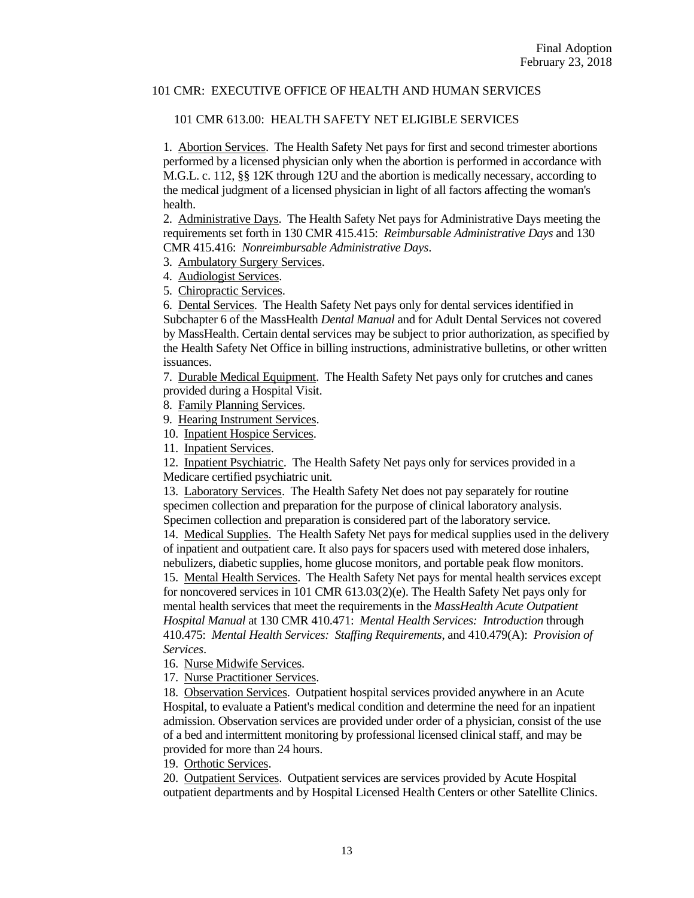Final Adoption
February 23, 2018

101 CMR: EXECUTIVE OFFICE OF HEALTH AND HUMAN SERVICES

101 CMR 613.00: HEALTH SAFETY NET ELIGIBLE SERVICES

1. Abortion Services. The Health Safety Net pays for first and second trimester abortions performed by a licensed physician only when the abortion is performed in accordance with M.G.L. c. 112, §§ 12K through 12U and the abortion is medically necessary, according to the medical judgment of a licensed physician in light of all factors affecting the woman's health.
2. Administrative Days. The Health Safety Net pays for Administrative Days meeting the requirements set forth in 130 CMR 415.415: *Reimbursable Administrative Days* and 130 CMR 415.416: *Nonreimbursable Administrative Days*.
3. Ambulatory Surgery Services.
4. Audiologist Services.
5. Chiropractic Services.
6. Dental Services. The Health Safety Net pays only for dental services identified in Subchapter 6 of the MassHealth *Dental Manual* and for Adult Dental Services not covered by MassHealth. Certain dental services may be subject to prior authorization, as specified by the Health Safety Net Office in billing instructions, administrative bulletins, or other written issuances.
7. Durable Medical Equipment. The Health Safety Net pays only for crutches and canes provided during a Hospital Visit.
8. Family Planning Services.
9. Hearing Instrument Services.
10. Inpatient Hospice Services.
11. Inpatient Services.
12. Inpatient Psychiatric. The Health Safety Net pays only for services provided in a Medicare certified psychiatric unit.
13. Laboratory Services. The Health Safety Net does not pay separately for routine specimen collection and preparation for the purpose of clinical laboratory analysis. Specimen collection and preparation is considered part of the laboratory service.
14. Medical Supplies. The Health Safety Net pays for medical supplies used in the delivery of inpatient and outpatient care. It also pays for spacers used with metered dose inhalers, nebulizers, diabetic supplies, home glucose monitors, and portable peak flow monitors.
15. Mental Health Services. The Health Safety Net pays for mental health services except for noncovered services in 101 CMR 613.03(2)(e). The Health Safety Net pays only for mental health services that meet the requirements in the *MassHealth Acute Outpatient Hospital Manual* at 130 CMR 410.471: *Mental Health Services: Introduction* through 410.475: *Mental Health Services: Staffing Requirements*, and 410.479(A): *Provision of Services*.
16. Nurse Midwife Services.
17. Nurse Practitioner Services.
18. Observation Services. Outpatient hospital services provided anywhere in an Acute Hospital, to evaluate a Patient's medical condition and determine the need for an inpatient admission. Observation services are provided under order of a physician, consist of the use of a bed and intermittent monitoring by professional licensed clinical staff, and may be provided for more than 24 hours.
19. Orthotic Services.
20. Outpatient Services. Outpatient services are services provided by Acute Hospital outpatient departments and by Hospital Licensed Health Centers or other Satellite Clinics.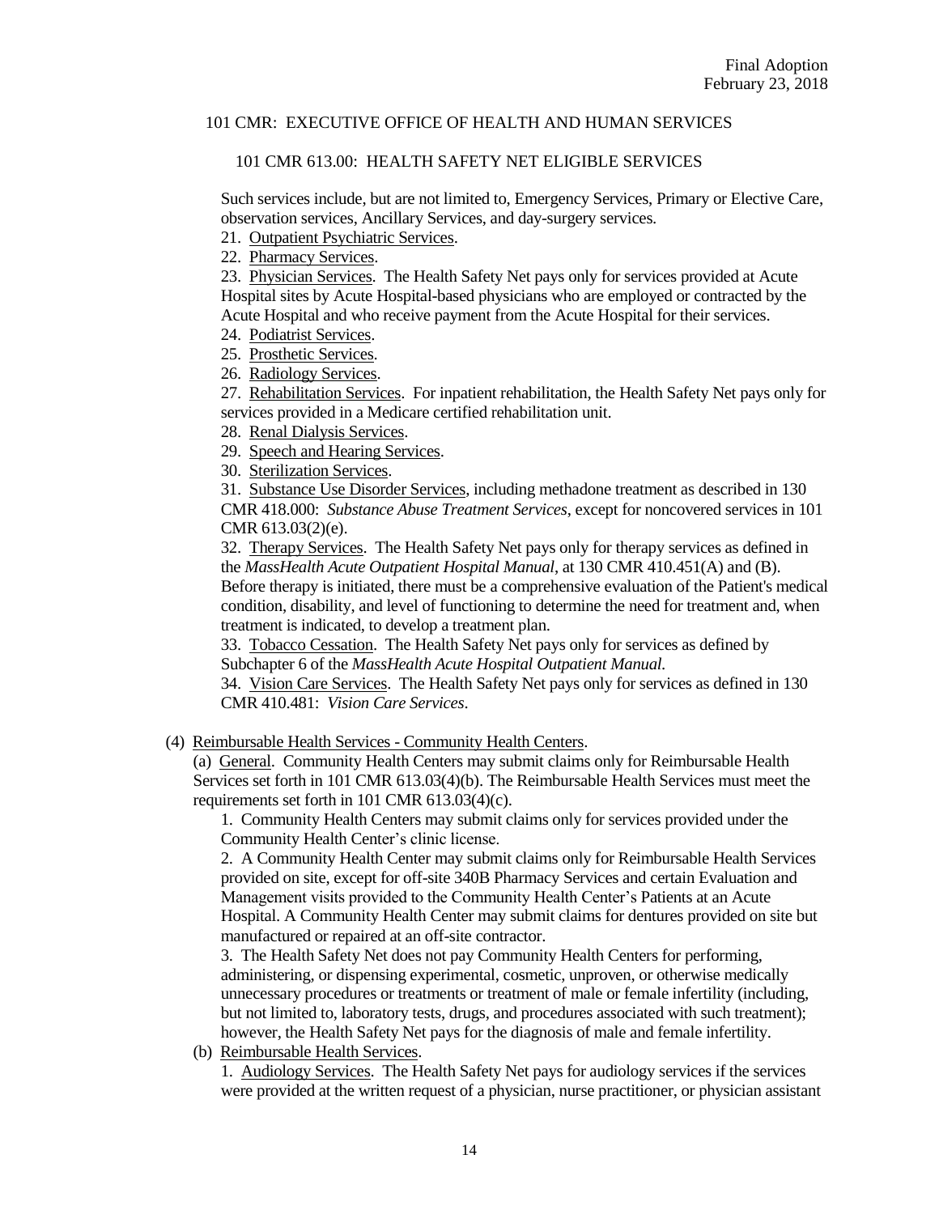Such services include, but are not limited to, Emergency Services, Primary or Elective Care, observation services, Ancillary Services, and day-surgery services.

21. Outpatient Psychiatric Services.
22. Pharmacy Services.
23. Physician Services. The Health Safety Net pays only for services provided at Acute Hospital sites by Acute Hospital-based physicians who are employed or contracted by the Acute Hospital and who receive payment from the Acute Hospital for their services.
24. Podiatrist Services.
25. Prosthetic Services.
26. Radiology Services.
27. Rehabilitation Services. For inpatient rehabilitation, the Health Safety Net pays only for services provided in a Medicare certified rehabilitation unit.
28. Renal Dialysis Services.
29. Speech and Hearing Services.
30. Sterilization Services.
31. Substance Use Disorder Services, including methadone treatment as described in 130 CMR 418.000: *Substance Abuse Treatment Services*, except for noncovered services in 101 CMR 613.03(2)(e).
32. Therapy Services. The Health Safety Net pays only for therapy services as defined in the *MassHealth Acute Outpatient Hospital Manual*, at 130 CMR 410.451(A) and (B). Before therapy is initiated, there must be a comprehensive evaluation of the Patient's medical condition, disability, and level of functioning to determine the need for treatment and, when treatment is indicated, to develop a treatment plan.
33. Tobacco Cessation. The Health Safety Net pays only for services as defined by Subchapter 6 of the *MassHealth Acute Hospital Outpatient Manual*.
34. Vision Care Services. The Health Safety Net pays only for services as defined in 130 CMR 410.481: *Vision Care Services*.

(4) Reimbursable Health Services - Community Health Centers.

(a) General. Community Health Centers may submit claims only for Reimbursable Health Services set forth in 101 CMR 613.03(4)(b). The Reimbursable Health Services must meet the requirements set forth in 101 CMR 613.03(4)(c).

1. Community Health Centers may submit claims only for services provided under the Community Health Center's clinic license.
2. A Community Health Center may submit claims only for Reimbursable Health Services provided on site, except for off-site 340B Pharmacy Services and certain Evaluation and Management visits provided to the Community Health Center's Patients at an Acute Hospital. A Community Health Center may submit claims for dentures provided on site but manufactured or repaired at an off-site contractor.
3. The Health Safety Net does not pay Community Health Centers for performing, administering, or dispensing experimental, cosmetic, unproven, or otherwise medically unnecessary procedures or treatments or treatment of male or female infertility (including, but not limited to, laboratory tests, drugs, and procedures associated with such treatment); however, the Health Safety Net pays for the diagnosis of male and female infertility.

(b) Reimbursable Health Services.

1. Audiology Services. The Health Safety Net pays for audiology services if the services were provided at the written request of a physician, nurse practitioner, or physician assistant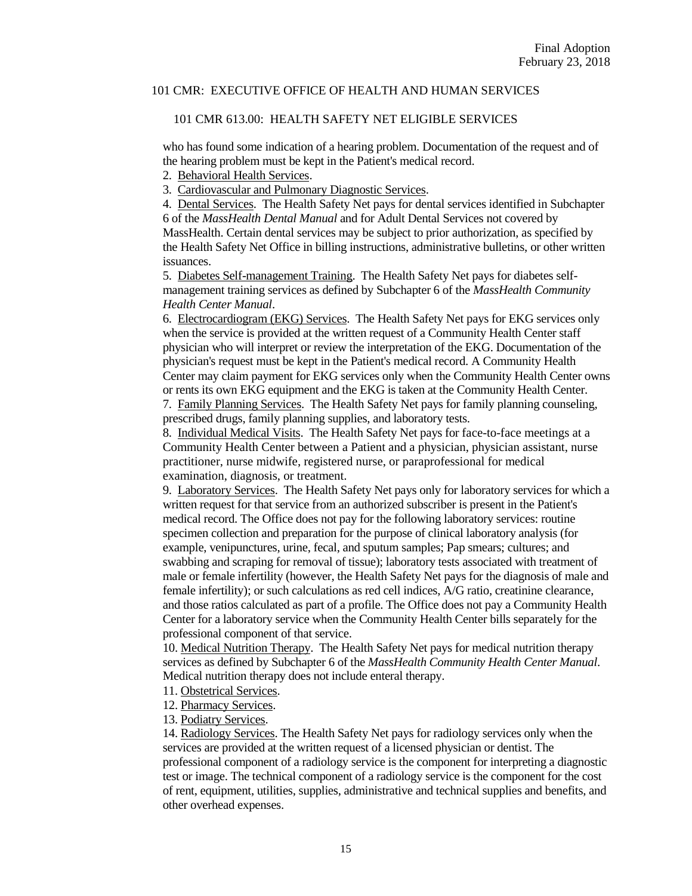who has found some indication of a hearing problem. Documentation of the request and of the hearing problem must be kept in the Patient's medical record.

2. Behavioral Health Services.

3. Cardiovascular and Pulmonary Diagnostic Services.

4. Dental Services. The Health Safety Net pays for dental services identified in Subchapter 6 of the *MassHealth Dental Manual* and for Adult Dental Services not covered by MassHealth. Certain dental services may be subject to prior authorization, as specified by the Health Safety Net Office in billing instructions, administrative bulletins, or other written issuances.

5. Diabetes Self-management Training. The Health Safety Net pays for diabetes self-management training services as defined by Subchapter 6 of the *MassHealth Community Health Center Manual*.

6. Electrocardiogram (EKG) Services. The Health Safety Net pays for EKG services only when the service is provided at the written request of a Community Health Center staff physician who will interpret or review the interpretation of the EKG. Documentation of the physician's request must be kept in the Patient's medical record. A Community Health Center may claim payment for EKG services only when the Community Health Center owns or rents its own EKG equipment and the EKG is taken at the Community Health Center.

7. Family Planning Services. The Health Safety Net pays for family planning counseling, prescribed drugs, family planning supplies, and laboratory tests.

8. Individual Medical Visits. The Health Safety Net pays for face-to-face meetings at a Community Health Center between a Patient and a physician, physician assistant, nurse practitioner, nurse midwife, registered nurse, or paraprofessional for medical examination, diagnosis, or treatment.

9. Laboratory Services. The Health Safety Net pays only for laboratory services for which a written request for that service from an authorized subscriber is present in the Patient's medical record. The Office does not pay for the following laboratory services: routine specimen collection and preparation for the purpose of clinical laboratory analysis (for example, venipunctures, urine, fecal, and sputum samples; Pap smears; cultures; and swabbing and scraping for removal of tissue); laboratory tests associated with treatment of male or female infertility (however, the Health Safety Net pays for the diagnosis of male and female infertility); or such calculations as red cell indices, A/G ratio, creatinine clearance, and those ratios calculated as part of a profile. The Office does not pay a Community Health Center for a laboratory service when the Community Health Center bills separately for the professional component of that service.

10. Medical Nutrition Therapy. The Health Safety Net pays for medical nutrition therapy services as defined by Subchapter 6 of the *MassHealth Community Health Center Manual*. Medical nutrition therapy does not include enteral therapy.

11. Obstetrical Services.

12. Pharmacy Services.

13. Podiatry Services.

14. Radiology Services. The Health Safety Net pays for radiology services only when the services are provided at the written request of a licensed physician or dentist. The professional component of a radiology service is the component for interpreting a diagnostic test or image. The technical component of a radiology service is the component for the cost of rent, equipment, utilities, supplies, administrative and technical supplies and benefits, and other overhead expenses.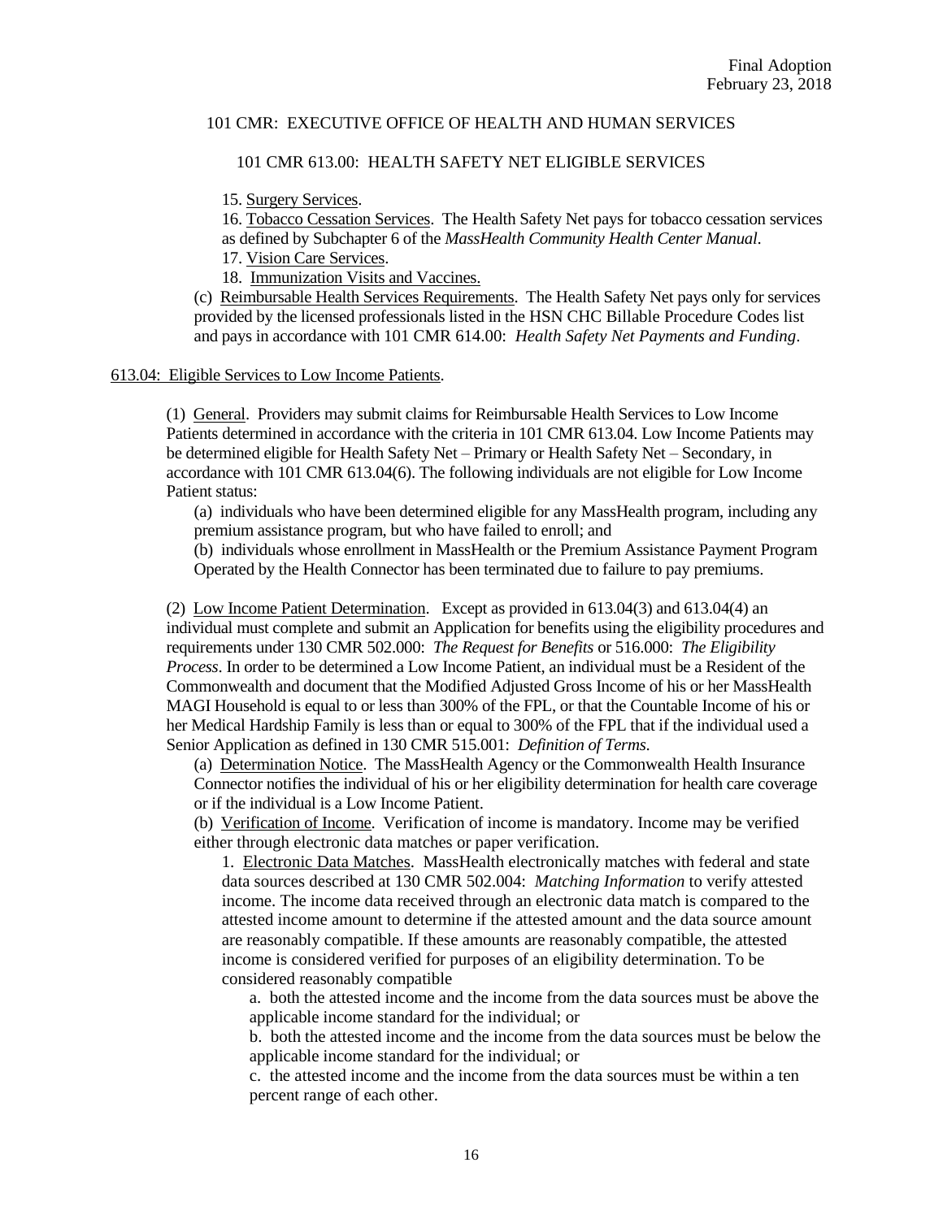15. Surgery Services.

16. Tobacco Cessation Services. The Health Safety Net pays for tobacco cessation services as defined by Subchapter 6 of the *MassHealth Community Health Center Manual*.

17. Vision Care Services.

18. Immunization Visits and Vaccines.

(c) Reimbursable Health Services Requirements. The Health Safety Net pays only for services provided by the licensed professionals listed in the HSN CHC Billable Procedure Codes list and pays in accordance with 101 CMR 614.00: *Health Safety Net Payments and Funding*.

613.04: Eligible Services to Low Income Patients.

(1) General. Providers may submit claims for Reimbursable Health Services to Low Income Patients determined in accordance with the criteria in 101 CMR 613.04. Low Income Patients may be determined eligible for Health Safety Net – Primary or Health Safety Net – Secondary, in accordance with 101 CMR 613.04(6). The following individuals are not eligible for Low Income Patient status:

(a) individuals who have been determined eligible for any MassHealth program, including any premium assistance program, but who have failed to enroll; and

(b) individuals whose enrollment in MassHealth or the Premium Assistance Payment Program Operated by the Health Connector has been terminated due to failure to pay premiums.

(2) Low Income Patient Determination. Except as provided in 613.04(3) and 613.04(4) an individual must complete and submit an Application for benefits using the eligibility procedures and requirements under 130 CMR 502.000: *The Request for Benefits* or 516.000: *The Eligibility Process*. In order to be determined a Low Income Patient, an individual must be a Resident of the Commonwealth and document that the Modified Adjusted Gross Income of his or her MassHealth MAGI Household is equal to or less than 300% of the FPL, or that the Countable Income of his or her Medical Hardship Family is less than or equal to 300% of the FPL that if the individual used a Senior Application as defined in 130 CMR 515.001: *Definition of Terms*.

(a) Determination Notice. The MassHealth Agency or the Commonwealth Health Insurance Connector notifies the individual of his or her eligibility determination for health care coverage or if the individual is a Low Income Patient.

(b) Verification of Income. Verification of income is mandatory. Income may be verified either through electronic data matches or paper verification.

1. Electronic Data Matches. MassHealth electronically matches with federal and state data sources described at 130 CMR 502.004: *Matching Information* to verify attested income. The income data received through an electronic data match is compared to the attested income amount to determine if the attested amount and the data source amount are reasonably compatible. If these amounts are reasonably compatible, the attested income is considered verified for purposes of an eligibility determination. To be considered reasonably compatible

a. both the attested income and the income from the data sources must be above the applicable income standard for the individual; or

b. both the attested income and the income from the data sources must be below the applicable income standard for the individual; or

c. the attested income and the income from the data sources must be within a ten percent range of each other.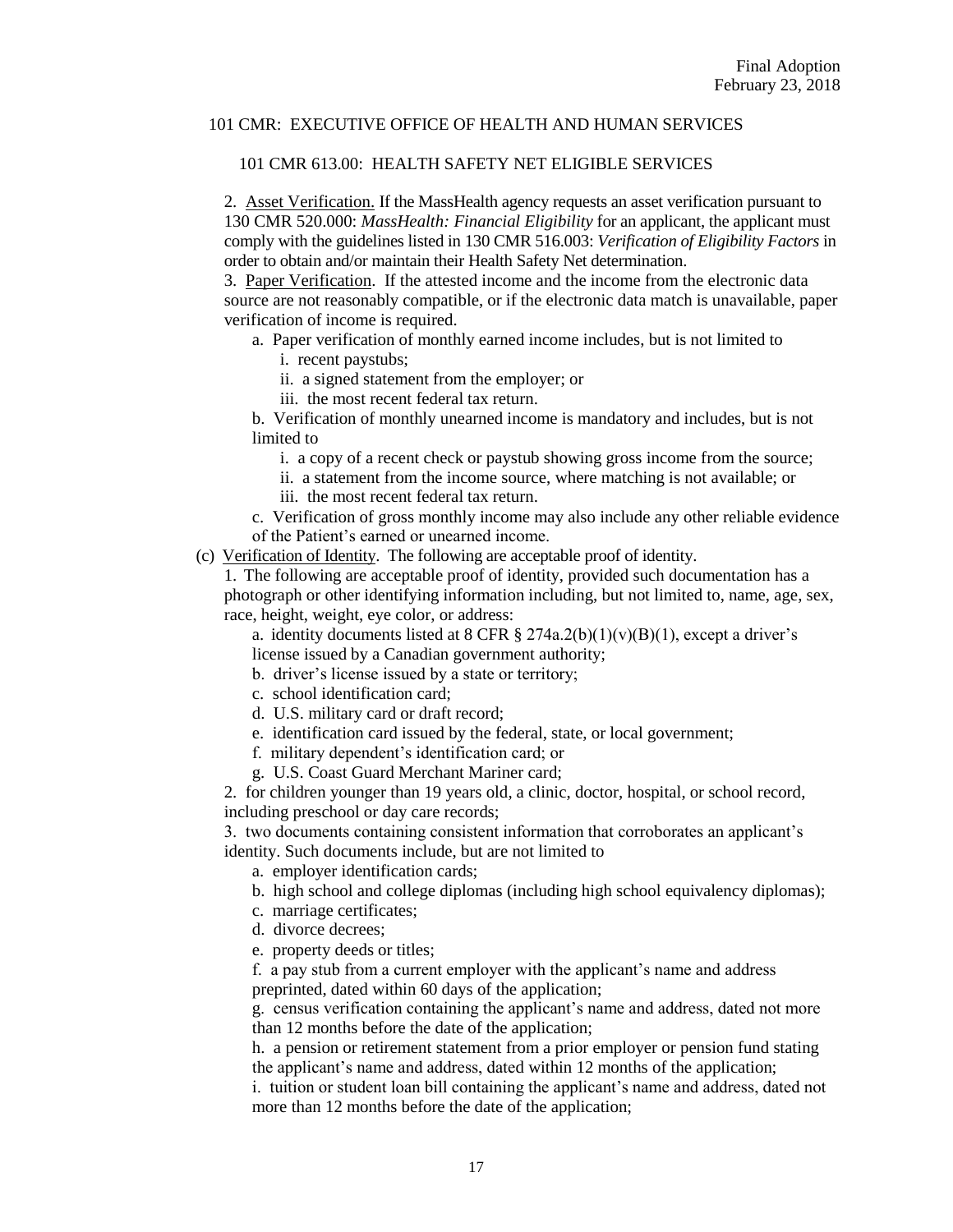2. Asset Verification. If the MassHealth agency requests an asset verification pursuant to 130 CMR 520.000: *MassHealth: Financial Eligibility* for an applicant, the applicant must comply with the guidelines listed in 130 CMR 516.003: *Verification of Eligibility Factors* in order to obtain and/or maintain their Health Safety Net determination.

3. Paper Verification. If the attested income and the income from the electronic data source are not reasonably compatible, or if the electronic data match is unavailable, paper verification of income is required.

a. Paper verification of monthly earned income includes, but is not limited to

i. recent paystubs;

ii. a signed statement from the employer; or

iii. the most recent federal tax return.

b. Verification of monthly unearned income is mandatory and includes, but is not limited to

i. a copy of a recent check or paystub showing gross income from the source;

ii. a statement from the income source, where matching is not available; or

iii. the most recent federal tax return.

c. Verification of gross monthly income may also include any other reliable evidence of the Patient's earned or unearned income.

(c) Verification of Identity. The following are acceptable proof of identity.

1. The following are acceptable proof of identity, provided such documentation has a photograph or other identifying information including, but not limited to, name, age, sex, race, height, weight, eye color, or address:

a. identity documents listed at 8 CFR § 274a.2(b)(1)(v)(B)(1), except a driver's license issued by a Canadian government authority;

b. driver's license issued by a state or territory;

c. school identification card;

d. U.S. military card or draft record;

e. identification card issued by the federal, state, or local government;

f. military dependent's identification card; or

g. U.S. Coast Guard Merchant Mariner card;

2. for children younger than 19 years old, a clinic, doctor, hospital, or school record, including preschool or day care records;

3. two documents containing consistent information that corroborates an applicant's identity. Such documents include, but are not limited to

a. employer identification cards;

b. high school and college diplomas (including high school equivalency diplomas);

c. marriage certificates;

d. divorce decrees;

e. property deeds or titles;

f. a pay stub from a current employer with the applicant's name and address preprinted, dated within 60 days of the application;

g. census verification containing the applicant's name and address, dated not more than 12 months before the date of the application;

h. a pension or retirement statement from a prior employer or pension fund stating the applicant's name and address, dated within 12 months of the application;

i. tuition or student loan bill containing the applicant's name and address, dated not more than 12 months before the date of the application;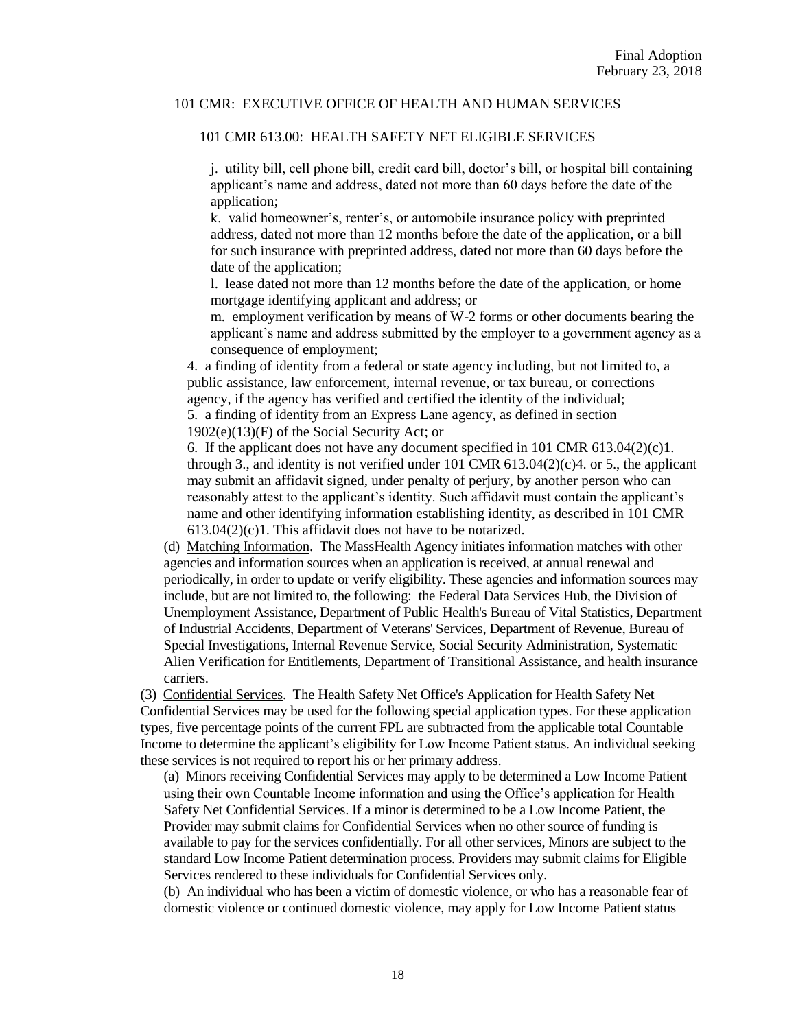j. utility bill, cell phone bill, credit card bill, doctor's bill, or hospital bill containing applicant's name and address, dated not more than 60 days before the date of the application;

k. valid homeowner's, renter's, or automobile insurance policy with preprinted address, dated not more than 12 months before the date of the application, or a bill for such insurance with preprinted address, dated not more than 60 days before the date of the application;

l. lease dated not more than 12 months before the date of the application, or home mortgage identifying applicant and address; or

m. employment verification by means of W-2 forms or other documents bearing the applicant's name and address submitted by the employer to a government agency as a consequence of employment;

4. a finding of identity from a federal or state agency including, but not limited to, a public assistance, law enforcement, internal revenue, or tax bureau, or corrections agency, if the agency has verified and certified the identity of the individual;

5. a finding of identity from an Express Lane agency, as defined in section 1902(e)(13)(F) of the Social Security Act; or

6. If the applicant does not have any document specified in 101 CMR 613.04(2)(c)1. through 3., and identity is not verified under 101 CMR 613.04(2)(c)4. or 5., the applicant may submit an affidavit signed, under penalty of perjury, by another person who can reasonably attest to the applicant's identity. Such affidavit must contain the applicant's name and other identifying information establishing identity, as described in 101 CMR 613.04(2)(c)1. This affidavit does not have to be notarized.

(d) Matching Information. The MassHealth Agency initiates information matches with other agencies and information sources when an application is received, at annual renewal and periodically, in order to update or verify eligibility. These agencies and information sources may include, but are not limited to, the following: the Federal Data Services Hub, the Division of Unemployment Assistance, Department of Public Health's Bureau of Vital Statistics, Department of Industrial Accidents, Department of Veterans' Services, Department of Revenue, Bureau of Special Investigations, Internal Revenue Service, Social Security Administration, Systematic Alien Verification for Entitlements, Department of Transitional Assistance, and health insurance carriers.

(3) Confidential Services. The Health Safety Net Office's Application for Health Safety Net Confidential Services may be used for the following special application types. For these application types, five percentage points of the current FPL are subtracted from the applicable total Countable Income to determine the applicant's eligibility for Low Income Patient status. An individual seeking these services is not required to report his or her primary address.

(a) Minors receiving Confidential Services may apply to be determined a Low Income Patient using their own Countable Income information and using the Office's application for Health Safety Net Confidential Services. If a minor is determined to be a Low Income Patient, the Provider may submit claims for Confidential Services when no other source of funding is available to pay for the services confidentially. For all other services, Minors are subject to the standard Low Income Patient determination process. Providers may submit claims for Eligible Services rendered to these individuals for Confidential Services only.

(b) An individual who has been a victim of domestic violence, or who has a reasonable fear of domestic violence or continued domestic violence, may apply for Low Income Patient status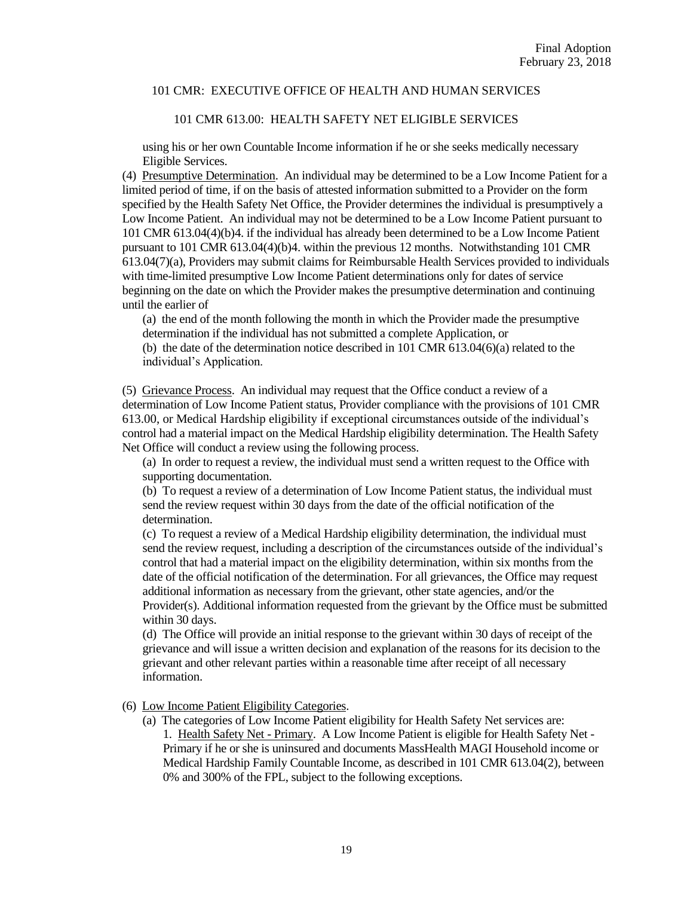using his or her own Countable Income information if he or she seeks medically necessary Eligible Services.

(4) Presumptive Determination. An individual may be determined to be a Low Income Patient for a limited period of time, if on the basis of attested information submitted to a Provider on the form specified by the Health Safety Net Office, the Provider determines the individual is presumptively a Low Income Patient. An individual may not be determined to be a Low Income Patient pursuant to 101 CMR 613.04(4)(b)4. if the individual has already been determined to be a Low Income Patient pursuant to 101 CMR 613.04(4)(b)4. within the previous 12 months. Notwithstanding 101 CMR 613.04(7)(a), Providers may submit claims for Reimbursable Health Services provided to individuals with time-limited presumptive Low Income Patient determinations only for dates of service beginning on the date on which the Provider makes the presumptive determination and continuing until the earlier of

(a) the end of the month following the month in which the Provider made the presumptive determination if the individual has not submitted a complete Application, or

(b) the date of the determination notice described in 101 CMR 613.04(6)(a) related to the individual's Application.

(5) Grievance Process. An individual may request that the Office conduct a review of a determination of Low Income Patient status, Provider compliance with the provisions of 101 CMR 613.00, or Medical Hardship eligibility if exceptional circumstances outside of the individual's control had a material impact on the Medical Hardship eligibility determination. The Health Safety Net Office will conduct a review using the following process.

(a) In order to request a review, the individual must send a written request to the Office with supporting documentation.

(b) To request a review of a determination of Low Income Patient status, the individual must send the review request within 30 days from the date of the official notification of the determination.

(c) To request a review of a Medical Hardship eligibility determination, the individual must send the review request, including a description of the circumstances outside of the individual's control that had a material impact on the eligibility determination, within six months from the date of the official notification of the determination. For all grievances, the Office may request additional information as necessary from the grievant, other state agencies, and/or the Provider(s). Additional information requested from the grievant by the Office must be submitted within 30 days.

(d) The Office will provide an initial response to the grievant within 30 days of receipt of the grievance and will issue a written decision and explanation of the reasons for its decision to the grievant and other relevant parties within a reasonable time after receipt of all necessary information.

(6) Low Income Patient Eligibility Categories.

(a) The categories of Low Income Patient eligibility for Health Safety Net services are:

1. Health Safety Net - Primary. A Low Income Patient is eligible for Health Safety Net - Primary if he or she is uninsured and documents MassHealth MAGI Household income or Medical Hardship Family Countable Income, as described in 101 CMR 613.04(2), between 0% and 300% of the FPL, subject to the following exceptions.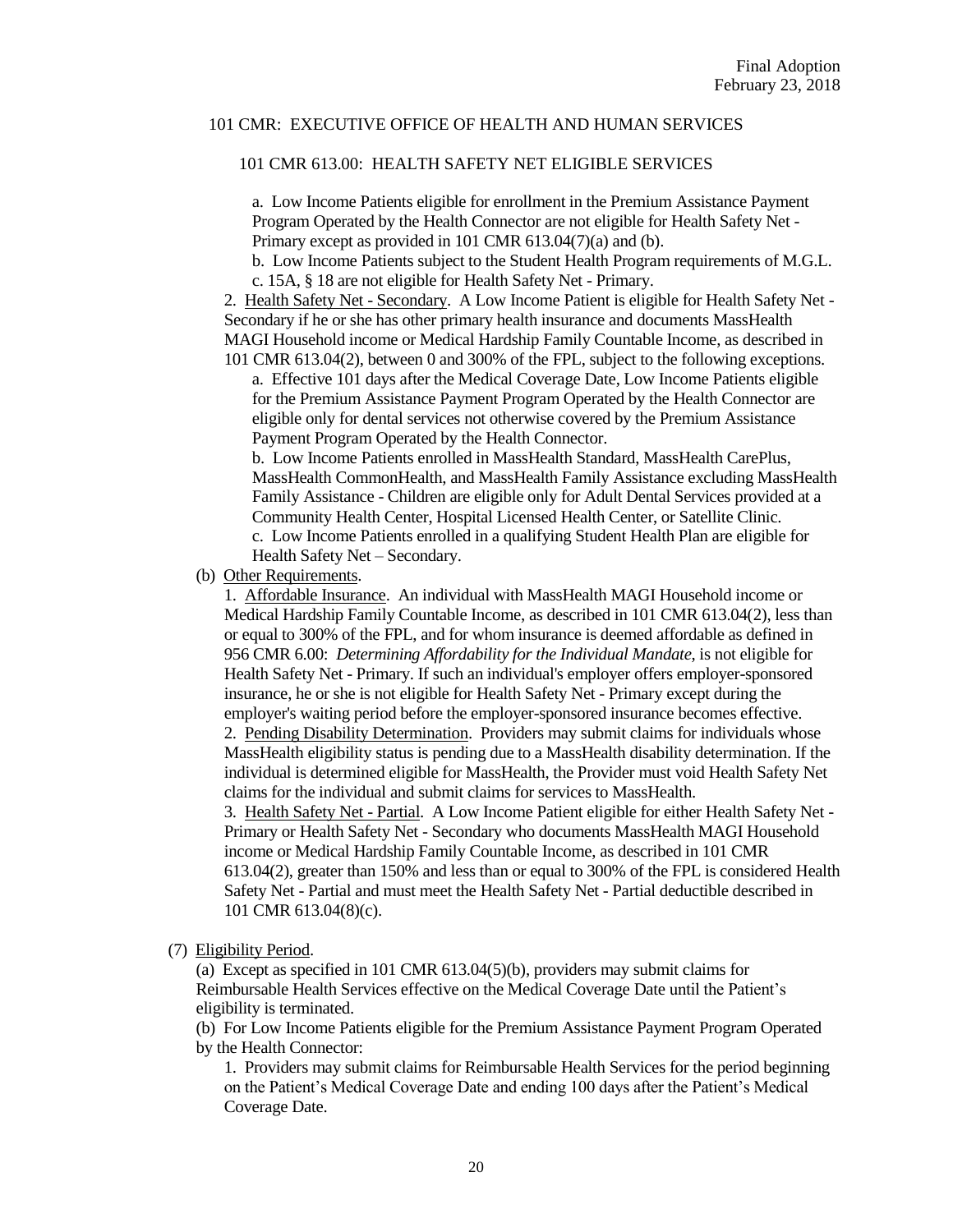a. Low Income Patients eligible for enrollment in the Premium Assistance Payment Program Operated by the Health Connector are not eligible for Health Safety Net - Primary except as provided in 101 CMR 613.04(7)(a) and (b).

b. Low Income Patients subject to the Student Health Program requirements of M.G.L. c. 15A, § 18 are not eligible for Health Safety Net - Primary.

2. Health Safety Net - Secondary. A Low Income Patient is eligible for Health Safety Net - Secondary if he or she has other primary health insurance and documents MassHealth MAGI Household income or Medical Hardship Family Countable Income, as described in 101 CMR 613.04(2), between 0 and 300% of the FPL, subject to the following exceptions.

a. Effective 101 days after the Medical Coverage Date, Low Income Patients eligible for the Premium Assistance Payment Program Operated by the Health Connector are eligible only for dental services not otherwise covered by the Premium Assistance Payment Program Operated by the Health Connector.

b. Low Income Patients enrolled in MassHealth Standard, MassHealth CarePlus, MassHealth CommonHealth, and MassHealth Family Assistance excluding MassHealth Family Assistance - Children are eligible only for Adult Dental Services provided at a Community Health Center, Hospital Licensed Health Center, or Satellite Clinic.

c. Low Income Patients enrolled in a qualifying Student Health Plan are eligible for Health Safety Net – Secondary.

(b) Other Requirements.

1. Affordable Insurance. An individual with MassHealth MAGI Household income or Medical Hardship Family Countable Income, as described in 101 CMR 613.04(2), less than or equal to 300% of the FPL, and for whom insurance is deemed affordable as defined in 956 CMR 6.00: *Determining Affordability for the Individual Mandate*, is not eligible for Health Safety Net - Primary. If such an individual's employer offers employer-sponsored insurance, he or she is not eligible for Health Safety Net - Primary except during the employer's waiting period before the employer-sponsored insurance becomes effective.

2. Pending Disability Determination. Providers may submit claims for individuals whose MassHealth eligibility status is pending due to a MassHealth disability determination. If the individual is determined eligible for MassHealth, the Provider must void Health Safety Net claims for the individual and submit claims for services to MassHealth.

3. Health Safety Net - Partial. A Low Income Patient eligible for either Health Safety Net - Primary or Health Safety Net - Secondary who documents MassHealth MAGI Household income or Medical Hardship Family Countable Income, as described in 101 CMR 613.04(2), greater than 150% and less than or equal to 300% of the FPL is considered Health Safety Net - Partial and must meet the Health Safety Net - Partial deductible described in 101 CMR 613.04(8)(c).

(7) Eligibility Period.

(a) Except as specified in 101 CMR 613.04(5)(b), providers may submit claims for Reimbursable Health Services effective on the Medical Coverage Date until the Patient's eligibility is terminated.

(b) For Low Income Patients eligible for the Premium Assistance Payment Program Operated by the Health Connector:

1. Providers may submit claims for Reimbursable Health Services for the period beginning on the Patient's Medical Coverage Date and ending 100 days after the Patient's Medical Coverage Date.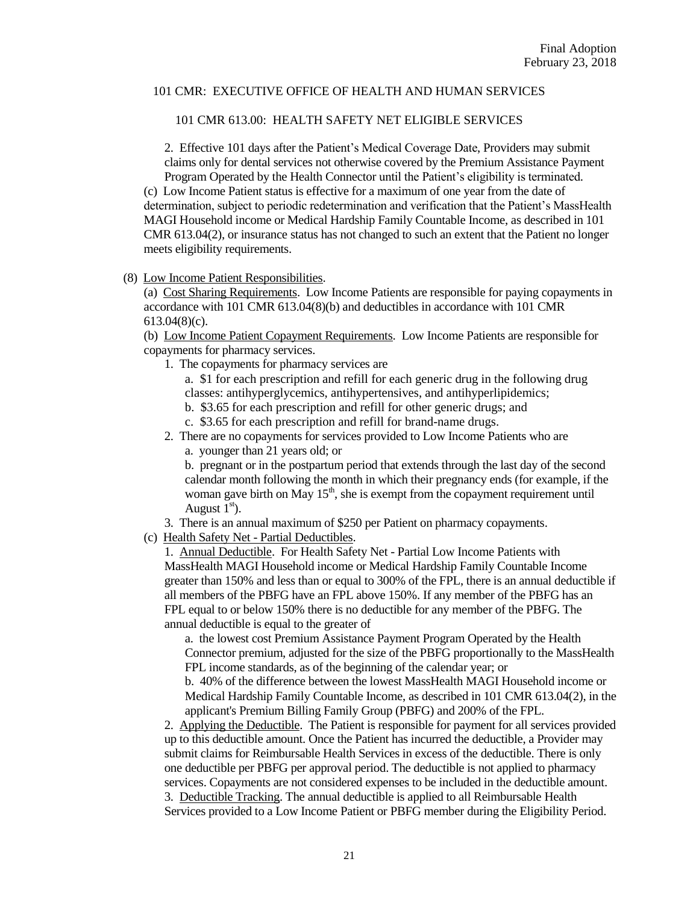2. Effective 101 days after the Patient's Medical Coverage Date, Providers may submit claims only for dental services not otherwise covered by the Premium Assistance Payment Program Operated by the Health Connector until the Patient's eligibility is terminated.

(c) Low Income Patient status is effective for a maximum of one year from the date of determination, subject to periodic redetermination and verification that the Patient's MassHealth MAGI Household income or Medical Hardship Family Countable Income, as described in 101 CMR 613.04(2), or insurance status has not changed to such an extent that the Patient no longer meets eligibility requirements.

(8) Low Income Patient Responsibilities.

(a) Cost Sharing Requirements. Low Income Patients are responsible for paying copayments in accordance with 101 CMR 613.04(8)(b) and deductibles in accordance with 101 CMR 613.04(8)(c).

(b) Low Income Patient Copayment Requirements. Low Income Patients are responsible for copayments for pharmacy services.

1. The copayments for pharmacy services are

a. $1 for each prescription and refill for each generic drug in the following drug classes: antihyperglycemics, antihypertensives, and antihyperlipidemics;

b. $3.65 for each prescription and refill for other generic drugs; and

c. $3.65 for each prescription and refill for brand-name drugs.

2. There are no copayments for services provided to Low Income Patients who are

a. younger than 21 years old; or

b. pregnant or in the postpartum period that extends through the last day of the second calendar month following the month in which their pregnancy ends (for example, if the woman gave birth on May 15th, she is exempt from the copayment requirement until August 1st).

3. There is an annual maximum of $250 per Patient on pharmacy copayments.

(c) Health Safety Net - Partial Deductibles.

1. Annual Deductible. For Health Safety Net - Partial Low Income Patients with MassHealth MAGI Household income or Medical Hardship Family Countable Income greater than 150% and less than or equal to 300% of the FPL, there is an annual deductible if all members of the PBFG have an FPL above 150%. If any member of the PBFG has an FPL equal to or below 150% there is no deductible for any member of the PBFG. The annual deductible is equal to the greater of

a. the lowest cost Premium Assistance Payment Program Operated by the Health Connector premium, adjusted for the size of the PBFG proportionally to the MassHealth FPL income standards, as of the beginning of the calendar year; or

b. 40% of the difference between the lowest MassHealth MAGI Household income or Medical Hardship Family Countable Income, as described in 101 CMR 613.04(2), in the applicant's Premium Billing Family Group (PBFG) and 200% of the FPL.

2. Applying the Deductible. The Patient is responsible for payment for all services provided up to this deductible amount. Once the Patient has incurred the deductible, a Provider may submit claims for Reimbursable Health Services in excess of the deductible. There is only one deductible per PBFG per approval period. The deductible is not applied to pharmacy services. Copayments are not considered expenses to be included in the deductible amount.

3. Deductible Tracking. The annual deductible is applied to all Reimbursable Health Services provided to a Low Income Patient or PBFG member during the Eligibility Period.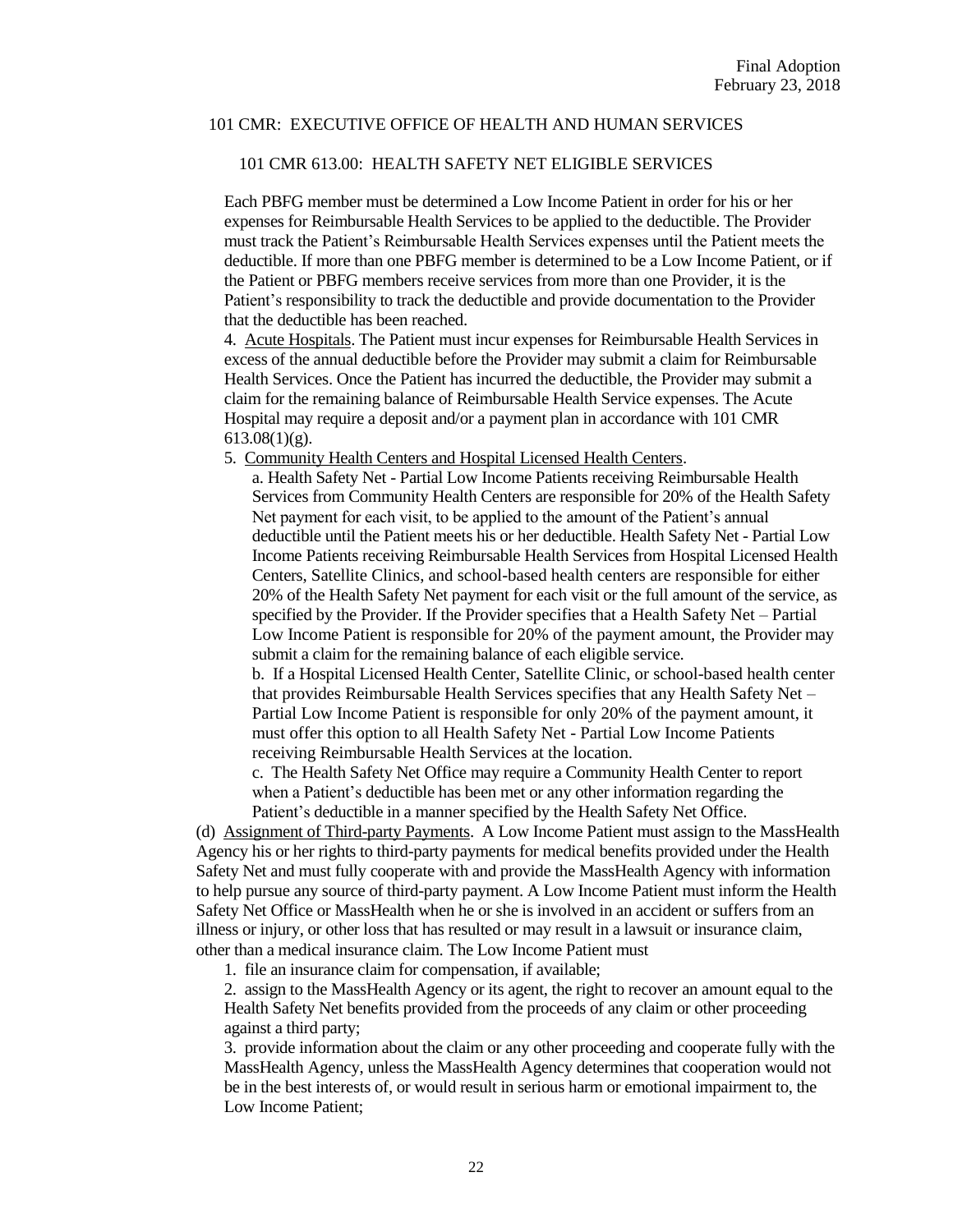Each PBFG member must be determined a Low Income Patient in order for his or her expenses for Reimbursable Health Services to be applied to the deductible. The Provider must track the Patient's Reimbursable Health Services expenses until the Patient meets the deductible. If more than one PBFG member is determined to be a Low Income Patient, or if the Patient or PBFG members receive services from more than one Provider, it is the Patient's responsibility to track the deductible and provide documentation to the Provider that the deductible has been reached.

4. Acute Hospitals. The Patient must incur expenses for Reimbursable Health Services in excess of the annual deductible before the Provider may submit a claim for Reimbursable Health Services. Once the Patient has incurred the deductible, the Provider may submit a claim for the remaining balance of Reimbursable Health Service expenses. The Acute Hospital may require a deposit and/or a payment plan in accordance with 101 CMR 613.08(1)(g).

5. Community Health Centers and Hospital Licensed Health Centers.

a. Health Safety Net - Partial Low Income Patients receiving Reimbursable Health Services from Community Health Centers are responsible for 20% of the Health Safety Net payment for each visit, to be applied to the amount of the Patient's annual deductible until the Patient meets his or her deductible. Health Safety Net - Partial Low Income Patients receiving Reimbursable Health Services from Hospital Licensed Health Centers, Satellite Clinics, and school-based health centers are responsible for either 20% of the Health Safety Net payment for each visit or the full amount of the service, as specified by the Provider. If the Provider specifies that a Health Safety Net – Partial Low Income Patient is responsible for 20% of the payment amount, the Provider may submit a claim for the remaining balance of each eligible service.

b. If a Hospital Licensed Health Center, Satellite Clinic, or school-based health center that provides Reimbursable Health Services specifies that any Health Safety Net – Partial Low Income Patient is responsible for only 20% of the payment amount, it must offer this option to all Health Safety Net - Partial Low Income Patients receiving Reimbursable Health Services at the location.

c. The Health Safety Net Office may require a Community Health Center to report when a Patient's deductible has been met or any other information regarding the Patient's deductible in a manner specified by the Health Safety Net Office.

(d) Assignment of Third-party Payments. A Low Income Patient must assign to the MassHealth Agency his or her rights to third-party payments for medical benefits provided under the Health Safety Net and must fully cooperate with and provide the MassHealth Agency with information to help pursue any source of third-party payment. A Low Income Patient must inform the Health Safety Net Office or MassHealth when he or she is involved in an accident or suffers from an illness or injury, or other loss that has resulted or may result in a lawsuit or insurance claim, other than a medical insurance claim. The Low Income Patient must

1. file an insurance claim for compensation, if available;

2. assign to the MassHealth Agency or its agent, the right to recover an amount equal to the Health Safety Net benefits provided from the proceeds of any claim or other proceeding against a third party;

3. provide information about the claim or any other proceeding and cooperate fully with the MassHealth Agency, unless the MassHealth Agency determines that cooperation would not be in the best interests of, or would result in serious harm or emotional impairment to, the Low Income Patient;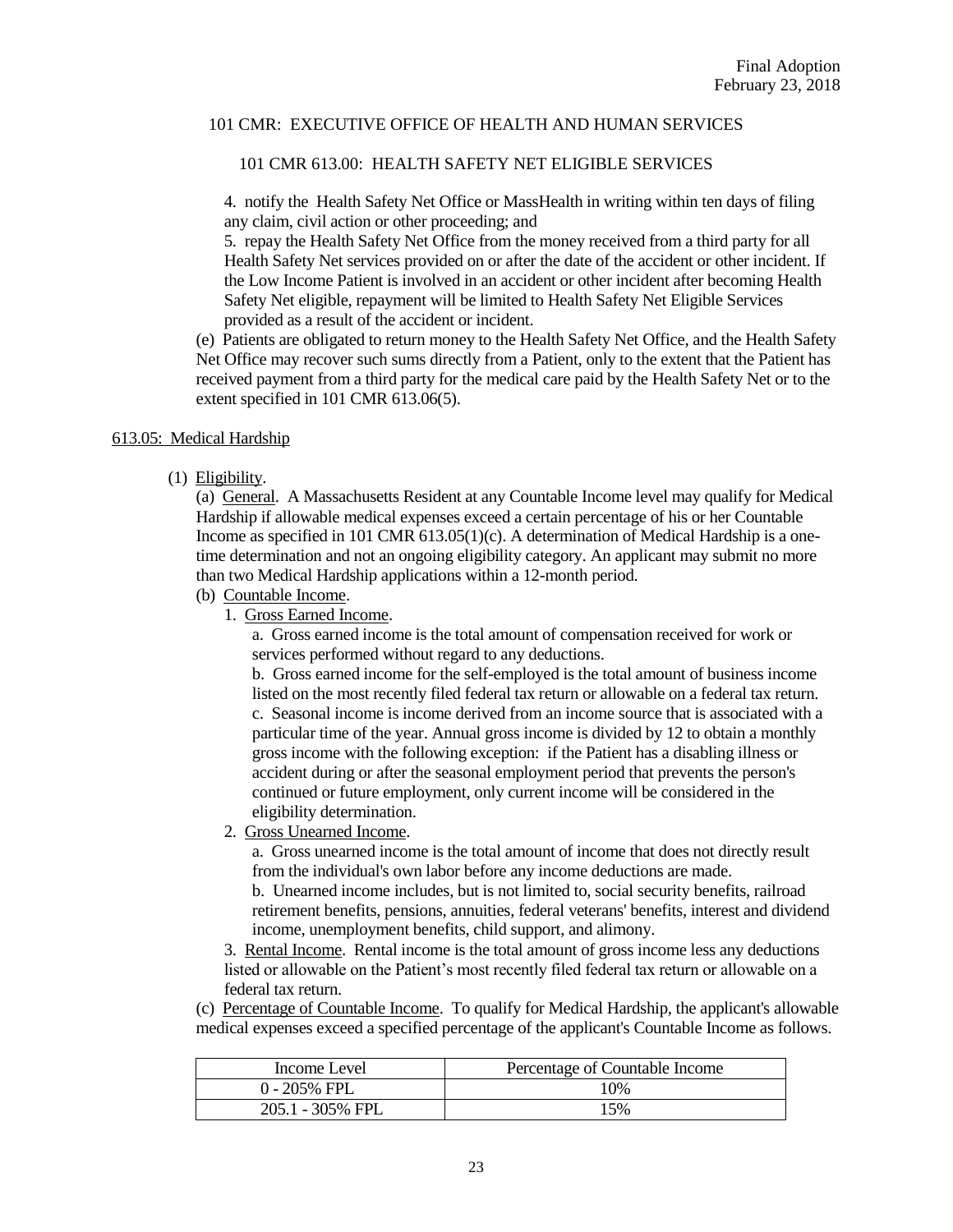4. notify the Health Safety Net Office or MassHealth in writing within ten days of filing any claim, civil action or other proceeding; and

5. repay the Health Safety Net Office from the money received from a third party for all Health Safety Net services provided on or after the date of the accident or other incident. If the Low Income Patient is involved in an accident or other incident after becoming Health Safety Net eligible, repayment will be limited to Health Safety Net Eligible Services provided as a result of the accident or incident.

(e) Patients are obligated to return money to the Health Safety Net Office, and the Health Safety Net Office may recover such sums directly from a Patient, only to the extent that the Patient has received payment from a third party for the medical care paid by the Health Safety Net or to the extent specified in 101 CMR 613.06(5).

## 613.05: Medical Hardship

(1) Eligibility.

(a) General. A Massachusetts Resident at any Countable Income level may qualify for Medical Hardship if allowable medical expenses exceed a certain percentage of his or her Countable Income as specified in 101 CMR 613.05(1)(c). A determination of Medical Hardship is a one-time determination and not an ongoing eligibility category. An applicant may submit no more than two Medical Hardship applications within a 12-month period.

(b) Countable Income.

1. Gross Earned Income.

a. Gross earned income is the total amount of compensation received for work or services performed without regard to any deductions.

b. Gross earned income for the self-employed is the total amount of business income listed on the most recently filed federal tax return or allowable on a federal tax return.

c. Seasonal income is income derived from an income source that is associated with a particular time of the year. Annual gross income is divided by 12 to obtain a monthly gross income with the following exception: if the Patient has a disabling illness or accident during or after the seasonal employment period that prevents the person's continued or future employment, only current income will be considered in the eligibility determination.

2. Gross Unearned Income.

a. Gross unearned income is the total amount of income that does not directly result from the individual's own labor before any income deductions are made.

b. Unearned income includes, but is not limited to, social security benefits, railroad retirement benefits, pensions, annuities, federal veterans' benefits, interest and dividend income, unemployment benefits, child support, and alimony.

3. Rental Income. Rental income is the total amount of gross income less any deductions listed or allowable on the Patient's most recently filed federal tax return or allowable on a federal tax return.

(c) Percentage of Countable Income. To qualify for Medical Hardship, the applicant's allowable medical expenses exceed a specified percentage of the applicant's Countable Income as follows.

| Income Level | Percentage of Countable Income |
| --- | --- |
| 0 - 205% FPL | 10% |
| 205.1 - 305% FPL | 15% |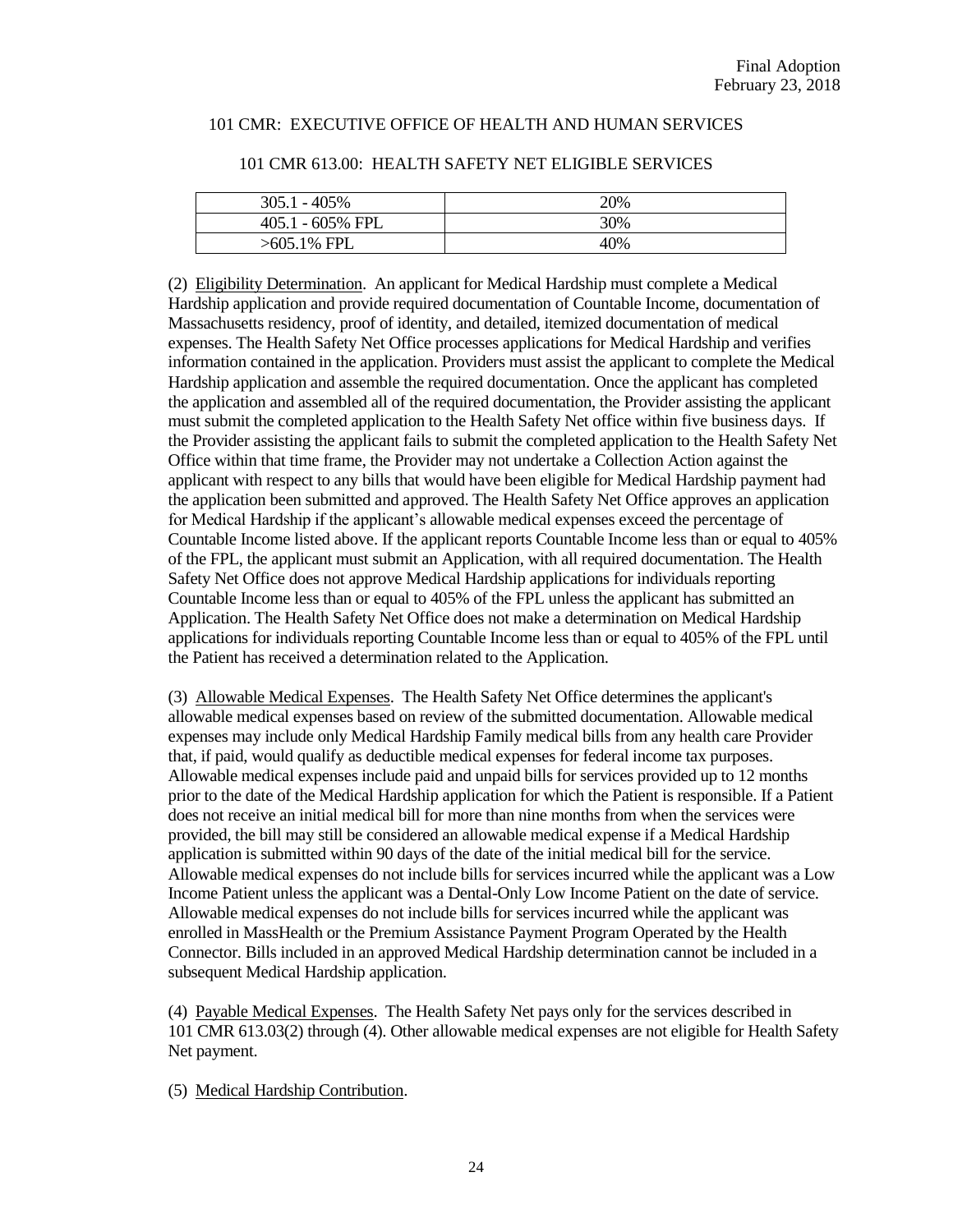| 305.1 - 405% | 20% |
| --- | --- |
| 405.1 - 605% FPL | 30% |
| >605.1% FPL | 40% |

(2) Eligibility Determination. An applicant for Medical Hardship must complete a Medical Hardship application and provide required documentation of Countable Income, documentation of Massachusetts residency, proof of identity, and detailed, itemized documentation of medical expenses. The Health Safety Net Office processes applications for Medical Hardship and verifies information contained in the application. Providers must assist the applicant to complete the Medical Hardship application and assemble the required documentation. Once the applicant has completed the application and assembled all of the required documentation, the Provider assisting the applicant must submit the completed application to the Health Safety Net office within five business days. If the Provider assisting the applicant fails to submit the completed application to the Health Safety Net Office within that time frame, the Provider may not undertake a Collection Action against the applicant with respect to any bills that would have been eligible for Medical Hardship payment had the application been submitted and approved. The Health Safety Net Office approves an application for Medical Hardship if the applicant's allowable medical expenses exceed the percentage of Countable Income listed above. If the applicant reports Countable Income less than or equal to 405% of the FPL, the applicant must submit an Application, with all required documentation. The Health Safety Net Office does not approve Medical Hardship applications for individuals reporting Countable Income less than or equal to 405% of the FPL unless the applicant has submitted an Application. The Health Safety Net Office does not make a determination on Medical Hardship applications for individuals reporting Countable Income less than or equal to 405% of the FPL until the Patient has received a determination related to the Application.

(3) Allowable Medical Expenses. The Health Safety Net Office determines the applicant's allowable medical expenses based on review of the submitted documentation. Allowable medical expenses may include only Medical Hardship Family medical bills from any health care Provider that, if paid, would qualify as deductible medical expenses for federal income tax purposes. Allowable medical expenses include paid and unpaid bills for services provided up to 12 months prior to the date of the Medical Hardship application for which the Patient is responsible. If a Patient does not receive an initial medical bill for more than nine months from when the services were provided, the bill may still be considered an allowable medical expense if a Medical Hardship application is submitted within 90 days of the date of the initial medical bill for the service. Allowable medical expenses do not include bills for services incurred while the applicant was a Low Income Patient unless the applicant was a Dental-Only Low Income Patient on the date of service. Allowable medical expenses do not include bills for services incurred while the applicant was enrolled in MassHealth or the Premium Assistance Payment Program Operated by the Health Connector. Bills included in an approved Medical Hardship determination cannot be included in a subsequent Medical Hardship application.

(4) Payable Medical Expenses. The Health Safety Net pays only for the services described in 101 CMR 613.03(2) through (4). Other allowable medical expenses are not eligible for Health Safety Net payment.

(5) Medical Hardship Contribution.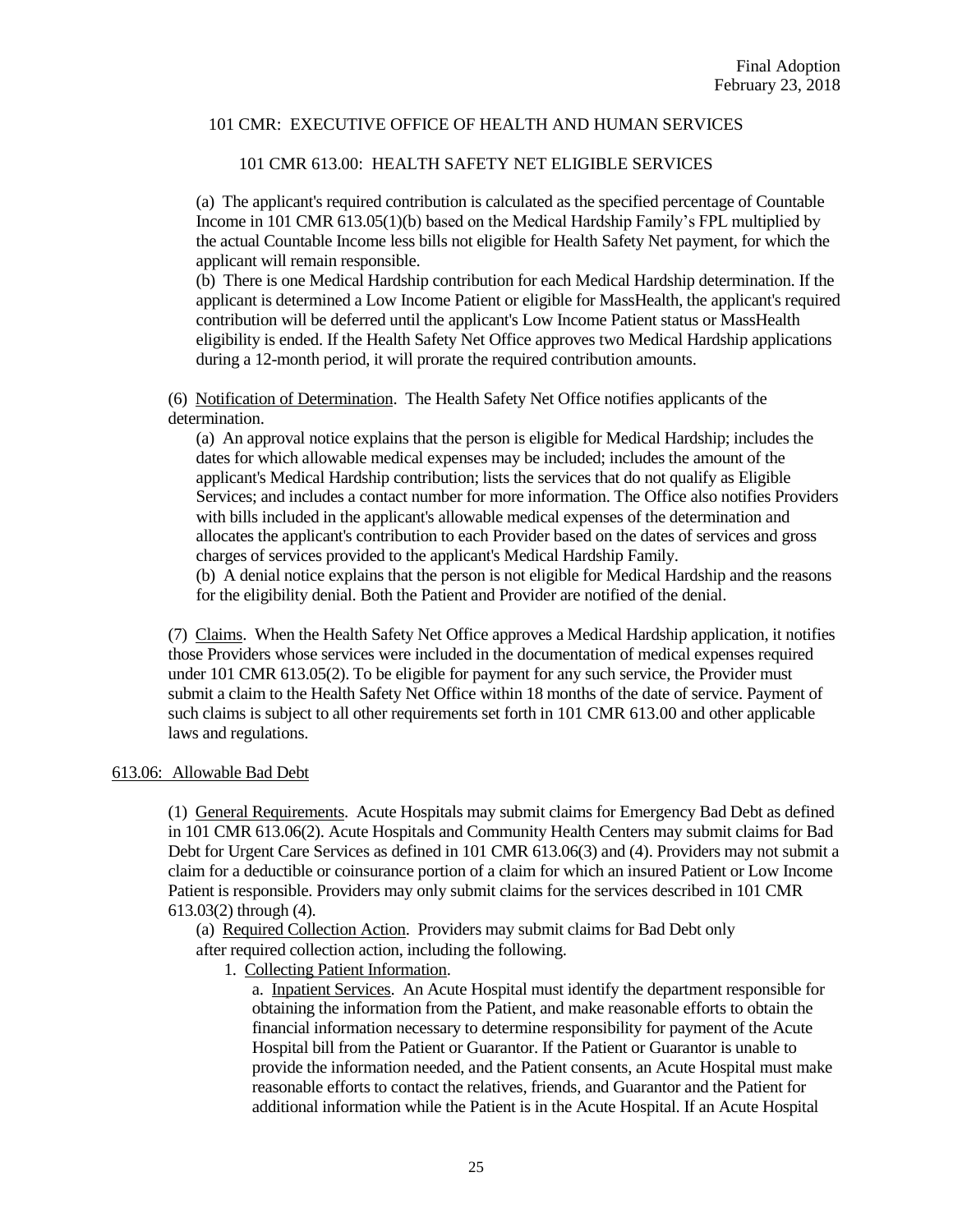(a) The applicant's required contribution is calculated as the specified percentage of Countable Income in 101 CMR 613.05(1)(b) based on the Medical Hardship Family's FPL multiplied by the actual Countable Income less bills not eligible for Health Safety Net payment, for which the applicant will remain responsible.

(b) There is one Medical Hardship contribution for each Medical Hardship determination. If the applicant is determined a Low Income Patient or eligible for MassHealth, the applicant's required contribution will be deferred until the applicant's Low Income Patient status or MassHealth eligibility is ended. If the Health Safety Net Office approves two Medical Hardship applications during a 12-month period, it will prorate the required contribution amounts.

(6) Notification of Determination. The Health Safety Net Office notifies applicants of the determination.

(a) An approval notice explains that the person is eligible for Medical Hardship; includes the dates for which allowable medical expenses may be included; includes the amount of the applicant's Medical Hardship contribution; lists the services that do not qualify as Eligible Services; and includes a contact number for more information. The Office also notifies Providers with bills included in the applicant's allowable medical expenses of the determination and allocates the applicant's contribution to each Provider based on the dates of services and gross charges of services provided to the applicant's Medical Hardship Family.

(b) A denial notice explains that the person is not eligible for Medical Hardship and the reasons for the eligibility denial. Both the Patient and Provider are notified of the denial.

(7) Claims. When the Health Safety Net Office approves a Medical Hardship application, it notifies those Providers whose services were included in the documentation of medical expenses required under 101 CMR 613.05(2). To be eligible for payment for any such service, the Provider must submit a claim to the Health Safety Net Office within 18 months of the date of service. Payment of such claims is subject to all other requirements set forth in 101 CMR 613.00 and other applicable laws and regulations.

## 613.06: Allowable Bad Debt

(1) General Requirements. Acute Hospitals may submit claims for Emergency Bad Debt as defined in 101 CMR 613.06(2). Acute Hospitals and Community Health Centers may submit claims for Bad Debt for Urgent Care Services as defined in 101 CMR 613.06(3) and (4). Providers may not submit a claim for a deductible or coinsurance portion of a claim for which an insured Patient or Low Income Patient is responsible. Providers may only submit claims for the services described in 101 CMR 613.03(2) through (4).

(a) Required Collection Action. Providers may submit claims for Bad Debt only after required collection action, including the following.

1. Collecting Patient Information.

a. Inpatient Services. An Acute Hospital must identify the department responsible for obtaining the information from the Patient, and make reasonable efforts to obtain the financial information necessary to determine responsibility for payment of the Acute Hospital bill from the Patient or Guarantor. If the Patient or Guarantor is unable to provide the information needed, and the Patient consents, an Acute Hospital must make reasonable efforts to contact the relatives, friends, and Guarantor and the Patient for additional information while the Patient is in the Acute Hospital. If an Acute Hospital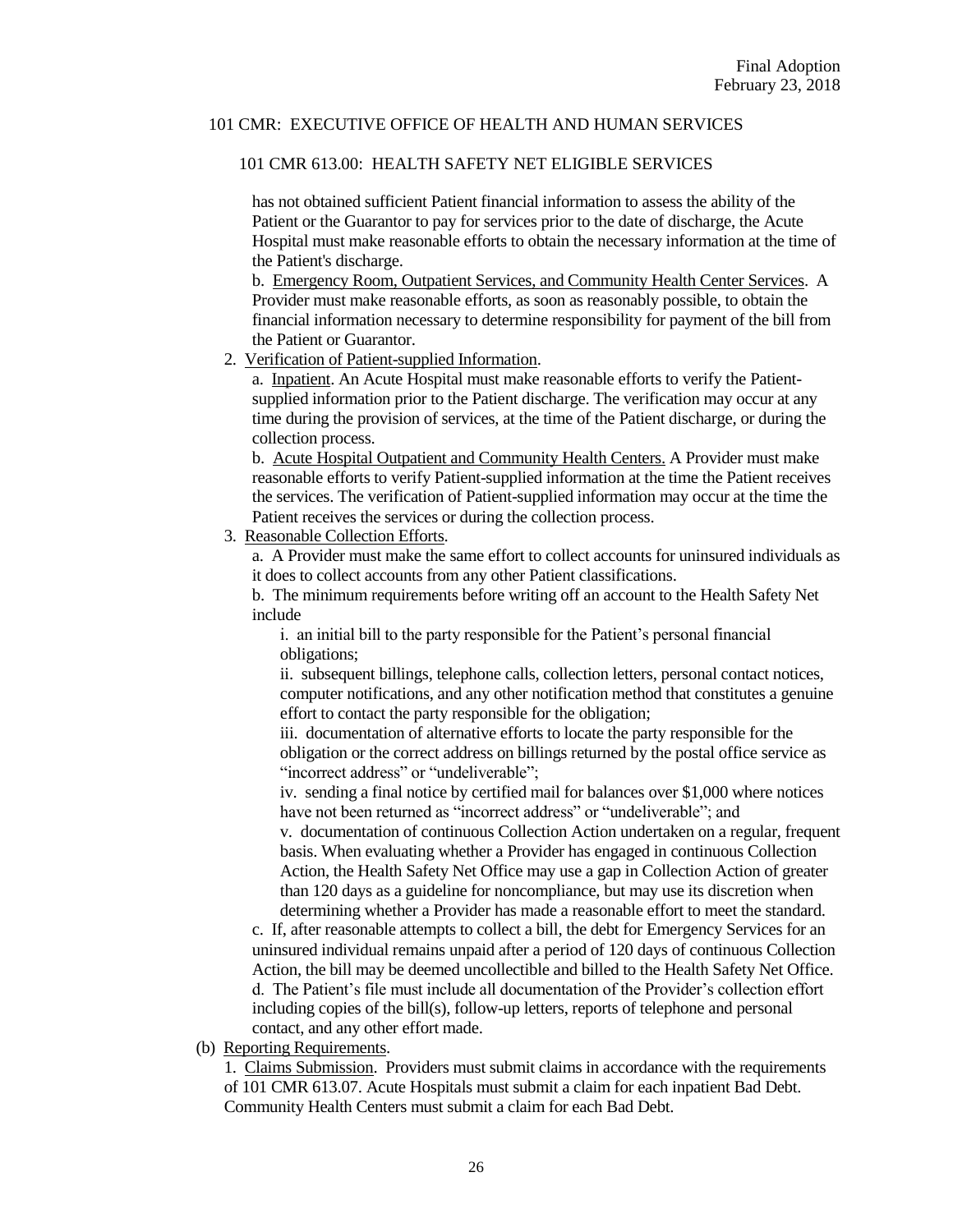has not obtained sufficient Patient financial information to assess the ability of the Patient or the Guarantor to pay for services prior to the date of discharge, the Acute Hospital must make reasonable efforts to obtain the necessary information at the time of the Patient's discharge.

b. Emergency Room, Outpatient Services, and Community Health Center Services. A Provider must make reasonable efforts, as soon as reasonably possible, to obtain the financial information necessary to determine responsibility for payment of the bill from the Patient or Guarantor.

2. Verification of Patient-supplied Information.

a. Inpatient. An Acute Hospital must make reasonable efforts to verify the Patient-supplied information prior to the Patient discharge. The verification may occur at any time during the provision of services, at the time of the Patient discharge, or during the collection process.

b. Acute Hospital Outpatient and Community Health Centers. A Provider must make reasonable efforts to verify Patient-supplied information at the time the Patient receives the services. The verification of Patient-supplied information may occur at the time the Patient receives the services or during the collection process.

3. Reasonable Collection Efforts.

a. A Provider must make the same effort to collect accounts for uninsured individuals as it does to collect accounts from any other Patient classifications.

b. The minimum requirements before writing off an account to the Health Safety Net include

i. an initial bill to the party responsible for the Patient's personal financial obligations;

ii. subsequent billings, telephone calls, collection letters, personal contact notices, computer notifications, and any other notification method that constitutes a genuine effort to contact the party responsible for the obligation;

iii. documentation of alternative efforts to locate the party responsible for the obligation or the correct address on billings returned by the postal office service as "incorrect address" or "undeliverable";

iv. sending a final notice by certified mail for balances over $1,000 where notices have not been returned as "incorrect address" or "undeliverable"; and

v. documentation of continuous Collection Action undertaken on a regular, frequent basis. When evaluating whether a Provider has engaged in continuous Collection Action, the Health Safety Net Office may use a gap in Collection Action of greater than 120 days as a guideline for noncompliance, but may use its discretion when determining whether a Provider has made a reasonable effort to meet the standard.

c. If, after reasonable attempts to collect a bill, the debt for Emergency Services for an uninsured individual remains unpaid after a period of 120 days of continuous Collection Action, the bill may be deemed uncollectible and billed to the Health Safety Net Office.

d. The Patient's file must include all documentation of the Provider's collection effort including copies of the bill(s), follow-up letters, reports of telephone and personal contact, and any other effort made.

(b) Reporting Requirements.

1. Claims Submission. Providers must submit claims in accordance with the requirements of 101 CMR 613.07. Acute Hospitals must submit a claim for each inpatient Bad Debt. Community Health Centers must submit a claim for each Bad Debt.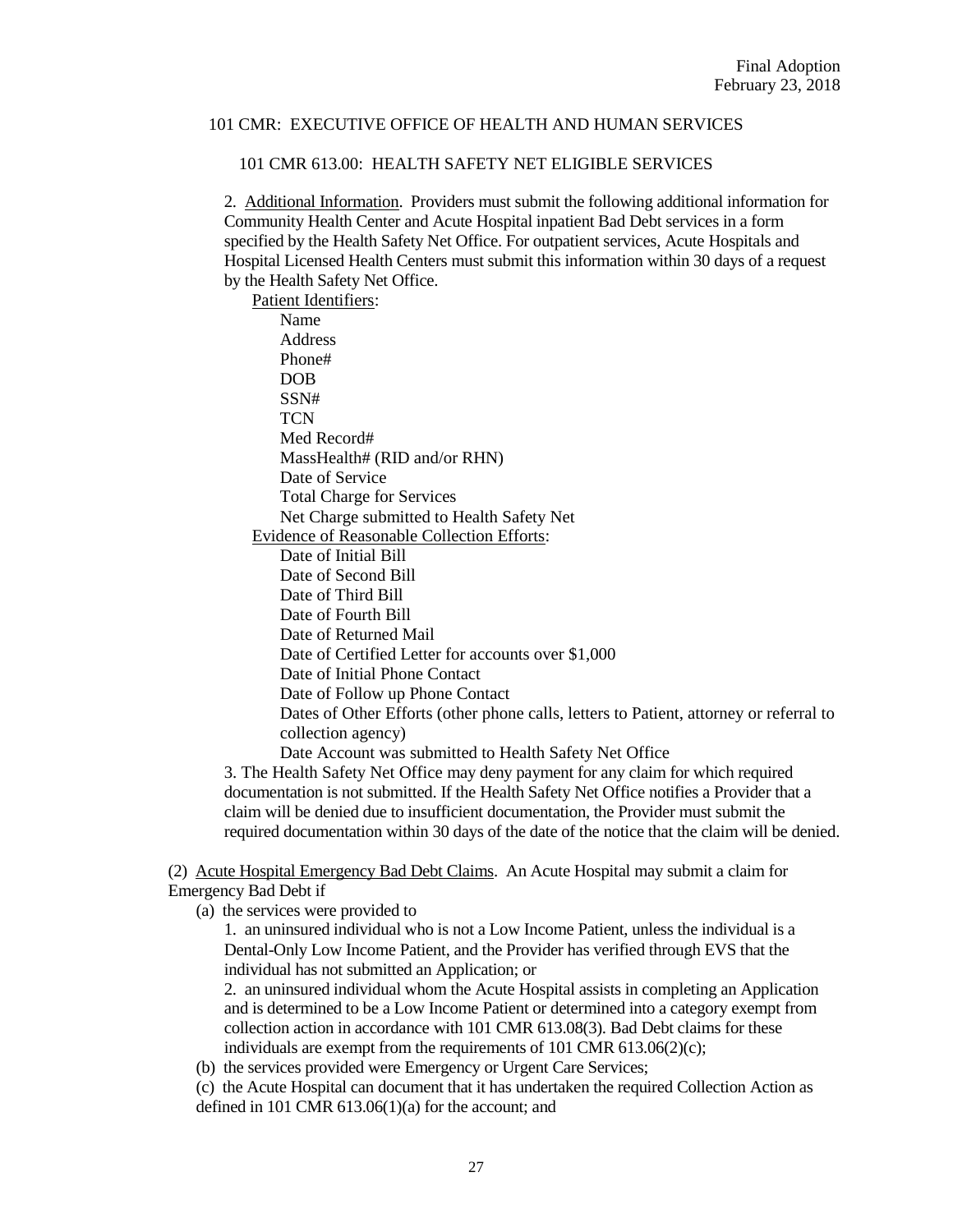2. Additional Information. Providers must submit the following additional information for Community Health Center and Acute Hospital inpatient Bad Debt services in a form specified by the Health Safety Net Office. For outpatient services, Acute Hospitals and Hospital Licensed Health Centers must submit this information within 30 days of a request by the Health Safety Net Office.

Patient Identifiers:

- Name
- Address
- Phone#
- DOB
- SSN#
- TCN
- Med Record#
- MassHealth# (RID and/or RHN)
- Date of Service
- Total Charge for Services
- Net Charge submitted to Health Safety Net

Evidence of Reasonable Collection Efforts:

- Date of Initial Bill
- Date of Second Bill
- Date of Third Bill
- Date of Fourth Bill
- Date of Returned Mail
- Date of Certified Letter for accounts over $1,000
- Date of Initial Phone Contact
- Date of Follow up Phone Contact
- Dates of Other Efforts (other phone calls, letters to Patient, attorney or referral to collection agency)
- Date Account was submitted to Health Safety Net Office

3. The Health Safety Net Office may deny payment for any claim for which required documentation is not submitted. If the Health Safety Net Office notifies a Provider that a claim will be denied due to insufficient documentation, the Provider must submit the required documentation within 30 days of the date of the notice that the claim will be denied.

(2) Acute Hospital Emergency Bad Debt Claims. An Acute Hospital may submit a claim for Emergency Bad Debt if

(a) the services were provided to

1. an uninsured individual who is not a Low Income Patient, unless the individual is a Dental-Only Low Income Patient, and the Provider has verified through EVS that the individual has not submitted an Application; or

2. an uninsured individual whom the Acute Hospital assists in completing an Application and is determined to be a Low Income Patient or determined into a category exempt from collection action in accordance with 101 CMR 613.08(3). Bad Debt claims for these individuals are exempt from the requirements of 101 CMR 613.06(2)(c);

(b) the services provided were Emergency or Urgent Care Services;

(c) the Acute Hospital can document that it has undertaken the required Collection Action as defined in 101 CMR 613.06(1)(a) for the account; and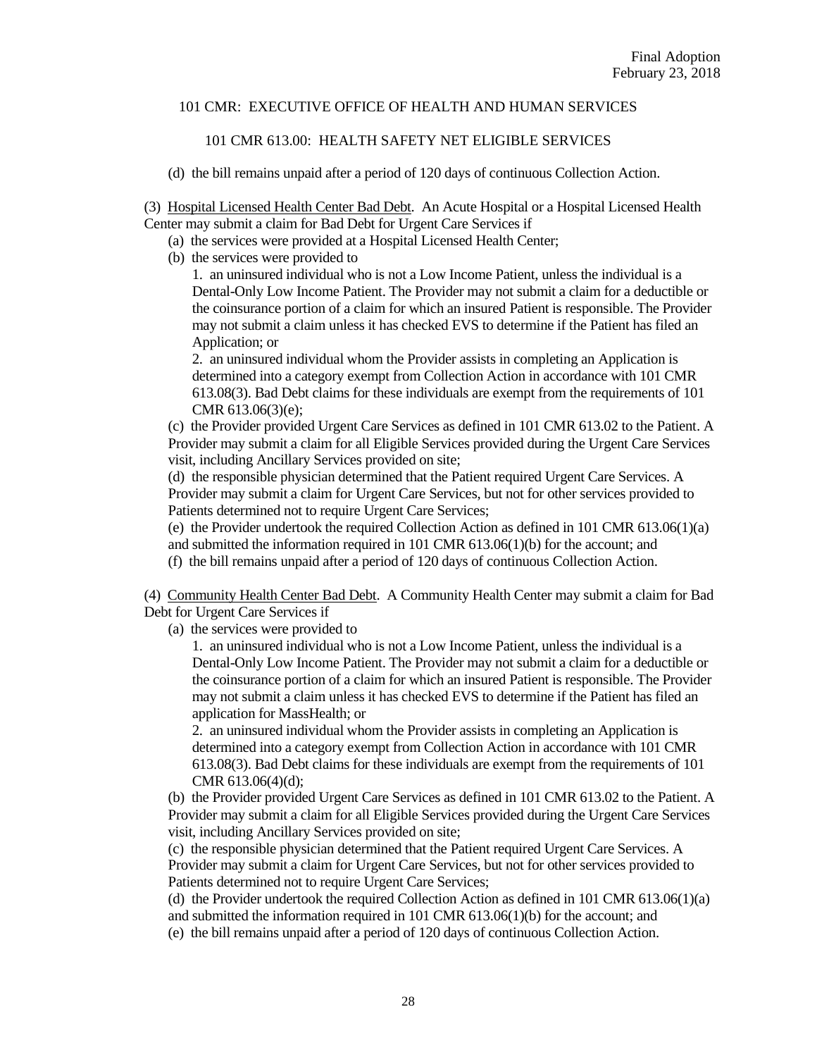(d) the bill remains unpaid after a period of 120 days of continuous Collection Action.

(3) Hospital Licensed Health Center Bad Debt. An Acute Hospital or a Hospital Licensed Health Center may submit a claim for Bad Debt for Urgent Care Services if

(a) the services were provided at a Hospital Licensed Health Center;

(b) the services were provided to

1. an uninsured individual who is not a Low Income Patient, unless the individual is a Dental-Only Low Income Patient. The Provider may not submit a claim for a deductible or the coinsurance portion of a claim for which an insured Patient is responsible. The Provider may not submit a claim unless it has checked EVS to determine if the Patient has filed an Application; or

2. an uninsured individual whom the Provider assists in completing an Application is determined into a category exempt from Collection Action in accordance with 101 CMR 613.08(3). Bad Debt claims for these individuals are exempt from the requirements of 101 CMR 613.06(3)(e);

(c) the Provider provided Urgent Care Services as defined in 101 CMR 613.02 to the Patient. A Provider may submit a claim for all Eligible Services provided during the Urgent Care Services visit, including Ancillary Services provided on site;

(d) the responsible physician determined that the Patient required Urgent Care Services. A Provider may submit a claim for Urgent Care Services, but not for other services provided to Patients determined not to require Urgent Care Services;

(e) the Provider undertook the required Collection Action as defined in 101 CMR 613.06(1)(a) and submitted the information required in 101 CMR 613.06(1)(b) for the account; and

(f) the bill remains unpaid after a period of 120 days of continuous Collection Action.

(4) Community Health Center Bad Debt. A Community Health Center may submit a claim for Bad Debt for Urgent Care Services if

(a) the services were provided to

1. an uninsured individual who is not a Low Income Patient, unless the individual is a Dental-Only Low Income Patient. The Provider may not submit a claim for a deductible or the coinsurance portion of a claim for which an insured Patient is responsible. The Provider may not submit a claim unless it has checked EVS to determine if the Patient has filed an application for MassHealth; or

2. an uninsured individual whom the Provider assists in completing an Application is determined into a category exempt from Collection Action in accordance with 101 CMR 613.08(3). Bad Debt claims for these individuals are exempt from the requirements of 101 CMR 613.06(4)(d);

(b) the Provider provided Urgent Care Services as defined in 101 CMR 613.02 to the Patient. A Provider may submit a claim for all Eligible Services provided during the Urgent Care Services visit, including Ancillary Services provided on site;

(c) the responsible physician determined that the Patient required Urgent Care Services. A Provider may submit a claim for Urgent Care Services, but not for other services provided to Patients determined not to require Urgent Care Services;

(d) the Provider undertook the required Collection Action as defined in 101 CMR 613.06(1)(a) and submitted the information required in 101 CMR 613.06(1)(b) for the account; and

(e) the bill remains unpaid after a period of 120 days of continuous Collection Action.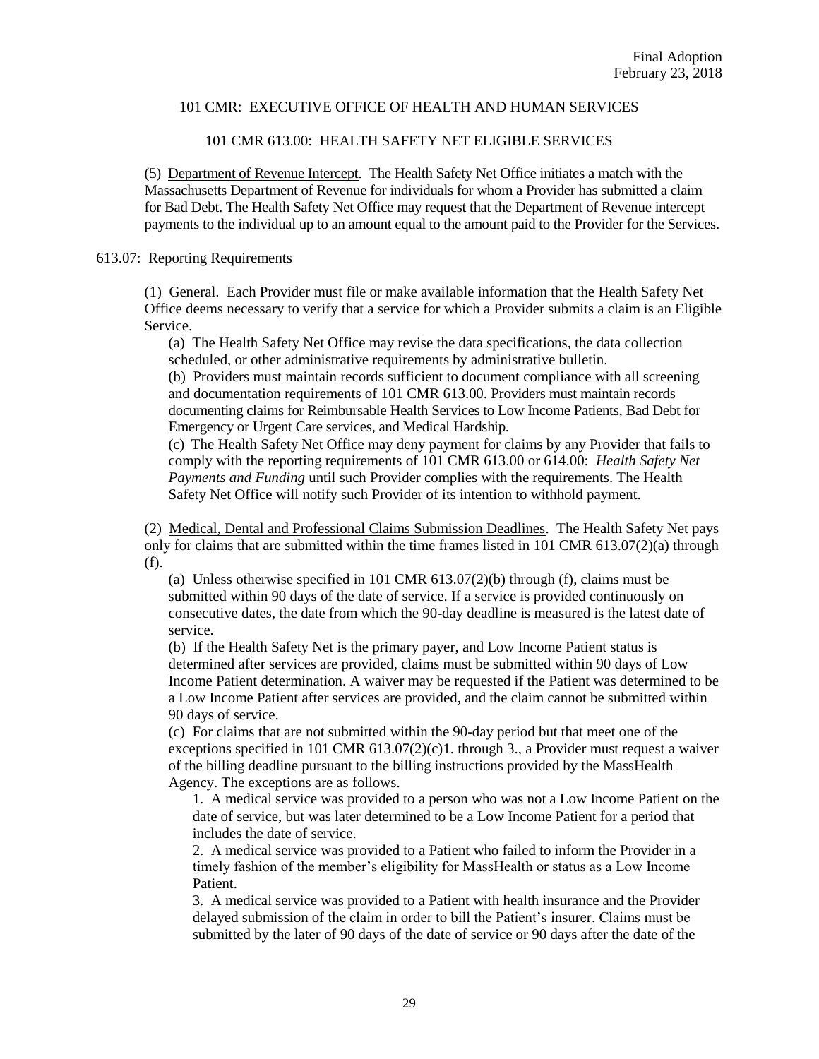(5) Department of Revenue Intercept. The Health Safety Net Office initiates a match with the Massachusetts Department of Revenue for individuals for whom a Provider has submitted a claim for Bad Debt. The Health Safety Net Office may request that the Department of Revenue intercept payments to the individual up to an amount equal to the amount paid to the Provider for the Services.

## 613.07: Reporting Requirements

(1) General. Each Provider must file or make available information that the Health Safety Net Office deems necessary to verify that a service for which a Provider submits a claim is an Eligible Service.

(a) The Health Safety Net Office may revise the data specifications, the data collection scheduled, or other administrative requirements by administrative bulletin.

(b) Providers must maintain records sufficient to document compliance with all screening and documentation requirements of 101 CMR 613.00. Providers must maintain records documenting claims for Reimbursable Health Services to Low Income Patients, Bad Debt for Emergency or Urgent Care services, and Medical Hardship.

(c) The Health Safety Net Office may deny payment for claims by any Provider that fails to comply with the reporting requirements of 101 CMR 613.00 or 614.00: *Health Safety Net Payments and Funding* until such Provider complies with the requirements. The Health Safety Net Office will notify such Provider of its intention to withhold payment.

(2) Medical, Dental and Professional Claims Submission Deadlines. The Health Safety Net pays only for claims that are submitted within the time frames listed in 101 CMR 613.07(2)(a) through (f).

(a) Unless otherwise specified in 101 CMR 613.07(2)(b) through (f), claims must be submitted within 90 days of the date of service. If a service is provided continuously on consecutive dates, the date from which the 90-day deadline is measured is the latest date of service.

(b) If the Health Safety Net is the primary payer, and Low Income Patient status is determined after services are provided, claims must be submitted within 90 days of Low Income Patient determination. A waiver may be requested if the Patient was determined to be a Low Income Patient after services are provided, and the claim cannot be submitted within 90 days of service.

(c) For claims that are not submitted within the 90-day period but that meet one of the exceptions specified in 101 CMR 613.07(2)(c)1. through 3., a Provider must request a waiver of the billing deadline pursuant to the billing instructions provided by the MassHealth Agency. The exceptions are as follows.

1. A medical service was provided to a person who was not a Low Income Patient on the date of service, but was later determined to be a Low Income Patient for a period that includes the date of service.

2. A medical service was provided to a Patient who failed to inform the Provider in a timely fashion of the member's eligibility for MassHealth or status as a Low Income Patient.

3. A medical service was provided to a Patient with health insurance and the Provider delayed submission of the claim in order to bill the Patient's insurer. Claims must be submitted by the later of 90 days of the date of service or 90 days after the date of the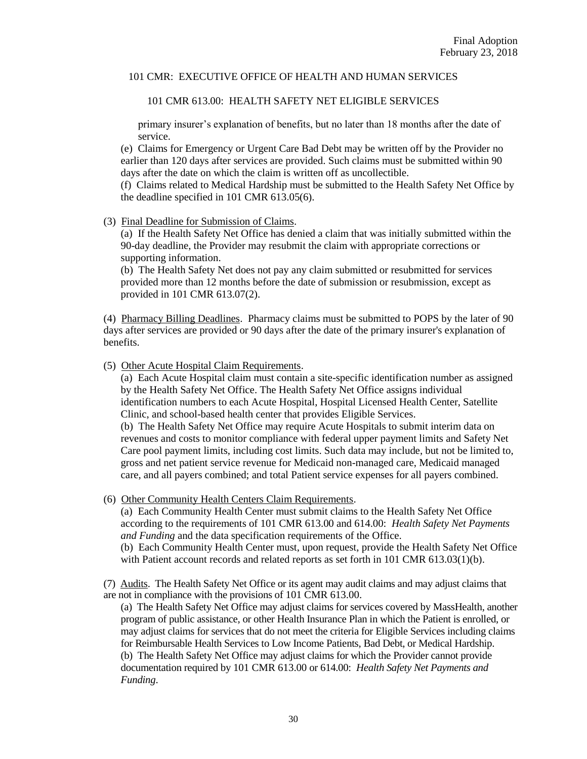primary insurer's explanation of benefits, but no later than 18 months after the date of service.

(e) Claims for Emergency or Urgent Care Bad Debt may be written off by the Provider no earlier than 120 days after services are provided. Such claims must be submitted within 90 days after the date on which the claim is written off as uncollectible.

(f) Claims related to Medical Hardship must be submitted to the Health Safety Net Office by the deadline specified in 101 CMR 613.05(6).

(3) Final Deadline for Submission of Claims.

(a) If the Health Safety Net Office has denied a claim that was initially submitted within the 90-day deadline, the Provider may resubmit the claim with appropriate corrections or supporting information.

(b) The Health Safety Net does not pay any claim submitted or resubmitted for services provided more than 12 months before the date of submission or resubmission, except as provided in 101 CMR 613.07(2).

(4) Pharmacy Billing Deadlines. Pharmacy claims must be submitted to POPS by the later of 90 days after services are provided or 90 days after the date of the primary insurer's explanation of benefits.

(5) Other Acute Hospital Claim Requirements.

(a) Each Acute Hospital claim must contain a site-specific identification number as assigned by the Health Safety Net Office. The Health Safety Net Office assigns individual identification numbers to each Acute Hospital, Hospital Licensed Health Center, Satellite Clinic, and school-based health center that provides Eligible Services.

(b) The Health Safety Net Office may require Acute Hospitals to submit interim data on revenues and costs to monitor compliance with federal upper payment limits and Safety Net Care pool payment limits, including cost limits. Such data may include, but not be limited to, gross and net patient service revenue for Medicaid non-managed care, Medicaid managed care, and all payers combined; and total Patient service expenses for all payers combined.

(6) Other Community Health Centers Claim Requirements.

(a) Each Community Health Center must submit claims to the Health Safety Net Office according to the requirements of 101 CMR 613.00 and 614.00: *Health Safety Net Payments and Funding* and the data specification requirements of the Office.

(b) Each Community Health Center must, upon request, provide the Health Safety Net Office with Patient account records and related reports as set forth in 101 CMR 613.03(1)(b).

(7) Audits. The Health Safety Net Office or its agent may audit claims and may adjust claims that are not in compliance with the provisions of 101 CMR 613.00.

(a) The Health Safety Net Office may adjust claims for services covered by MassHealth, another program of public assistance, or other Health Insurance Plan in which the Patient is enrolled, or may adjust claims for services that do not meet the criteria for Eligible Services including claims for Reimbursable Health Services to Low Income Patients, Bad Debt, or Medical Hardship.

(b) The Health Safety Net Office may adjust claims for which the Provider cannot provide documentation required by 101 CMR 613.00 or 614.00: *Health Safety Net Payments and Funding*.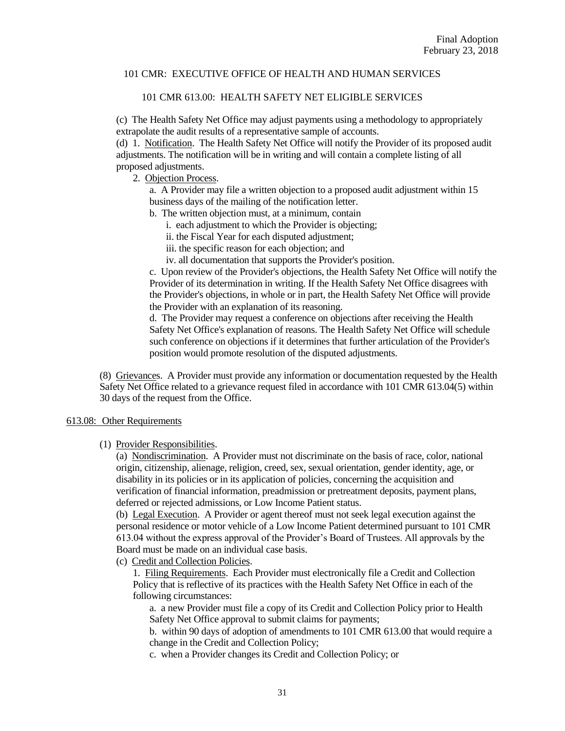(c) The Health Safety Net Office may adjust payments using a methodology to appropriately extrapolate the audit results of a representative sample of accounts.

(d) 1. Notification. The Health Safety Net Office will notify the Provider of its proposed audit adjustments. The notification will be in writing and will contain a complete listing of all proposed adjustments.

2. Objection Process.

a. A Provider may file a written objection to a proposed audit adjustment within 15 business days of the mailing of the notification letter.

b. The written objection must, at a minimum, contain

i. each adjustment to which the Provider is objecting;

ii. the Fiscal Year for each disputed adjustment;

iii. the specific reason for each objection; and

iv. all documentation that supports the Provider's position.

c. Upon review of the Provider's objections, the Health Safety Net Office will notify the Provider of its determination in writing. If the Health Safety Net Office disagrees with the Provider's objections, in whole or in part, the Health Safety Net Office will provide the Provider with an explanation of its reasoning.

d. The Provider may request a conference on objections after receiving the Health Safety Net Office's explanation of reasons. The Health Safety Net Office will schedule such conference on objections if it determines that further articulation of the Provider's position would promote resolution of the disputed adjustments.

(8) Grievances. A Provider must provide any information or documentation requested by the Health Safety Net Office related to a grievance request filed in accordance with 101 CMR 613.04(5) within 30 days of the request from the Office.

## 613.08: Other Requirements

(1) Provider Responsibilities.

(a) Nondiscrimination. A Provider must not discriminate on the basis of race, color, national origin, citizenship, alienage, religion, creed, sex, sexual orientation, gender identity, age, or disability in its policies or in its application of policies, concerning the acquisition and verification of financial information, preadmission or pretreatment deposits, payment plans, deferred or rejected admissions, or Low Income Patient status.

(b) Legal Execution. A Provider or agent thereof must not seek legal execution against the personal residence or motor vehicle of a Low Income Patient determined pursuant to 101 CMR 613.04 without the express approval of the Provider's Board of Trustees. All approvals by the Board must be made on an individual case basis.

(c) Credit and Collection Policies.

1. Filing Requirements. Each Provider must electronically file a Credit and Collection Policy that is reflective of its practices with the Health Safety Net Office in each of the following circumstances:

a. a new Provider must file a copy of its Credit and Collection Policy prior to Health Safety Net Office approval to submit claims for payments;

b. within 90 days of adoption of amendments to 101 CMR 613.00 that would require a change in the Credit and Collection Policy;

c. when a Provider changes its Credit and Collection Policy; or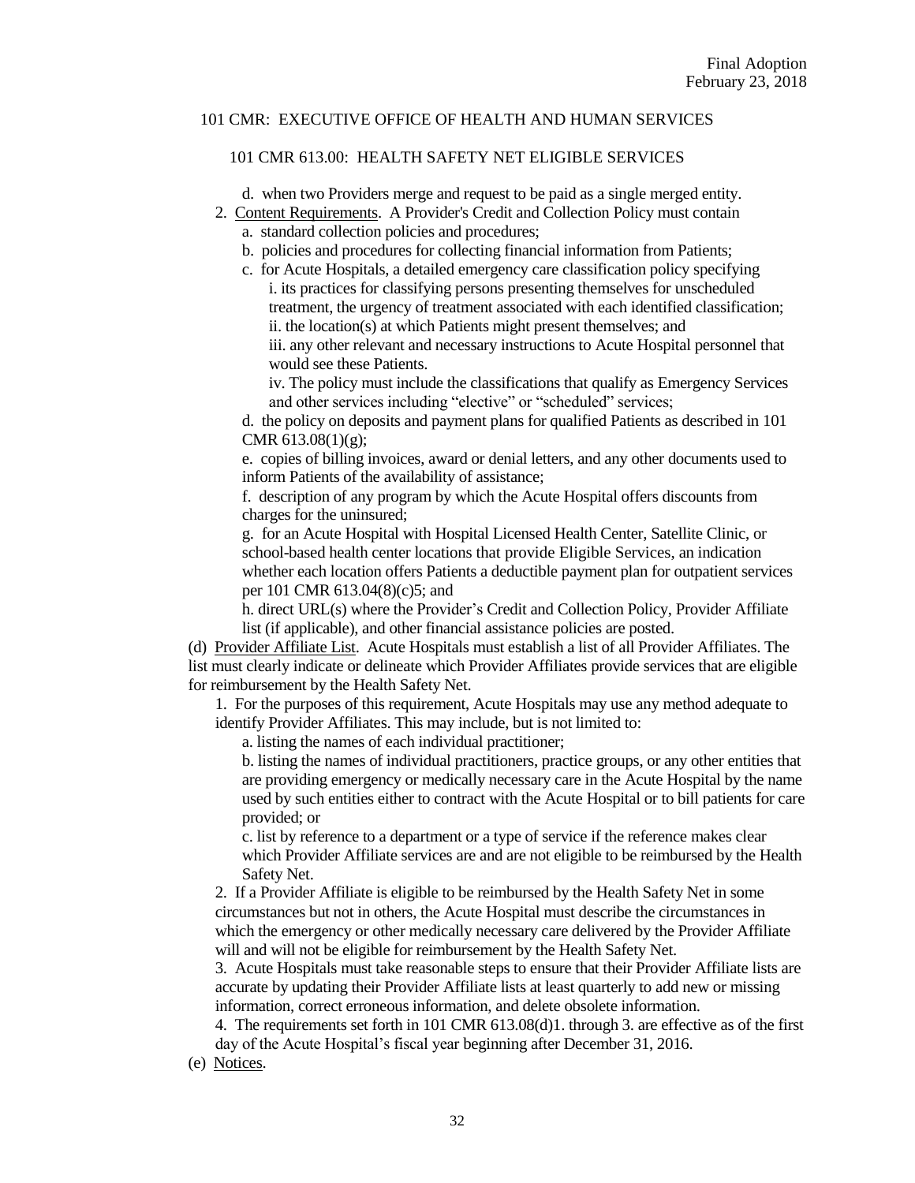d. when two Providers merge and request to be paid as a single merged entity.

2. Content Requirements. A Provider's Credit and Collection Policy must contain

a. standard collection policies and procedures;

b. policies and procedures for collecting financial information from Patients;

c. for Acute Hospitals, a detailed emergency care classification policy specifying

i. its practices for classifying persons presenting themselves for unscheduled treatment, the urgency of treatment associated with each identified classification;

ii. the location(s) at which Patients might present themselves; and

iii. any other relevant and necessary instructions to Acute Hospital personnel that would see these Patients.

iv. The policy must include the classifications that qualify as Emergency Services and other services including "elective" or "scheduled" services;

d. the policy on deposits and payment plans for qualified Patients as described in 101 CMR 613.08(1)(g);

e. copies of billing invoices, award or denial letters, and any other documents used to inform Patients of the availability of assistance;

f. description of any program by which the Acute Hospital offers discounts from charges for the uninsured;

g. for an Acute Hospital with Hospital Licensed Health Center, Satellite Clinic, or school-based health center locations that provide Eligible Services, an indication whether each location offers Patients a deductible payment plan for outpatient services per 101 CMR 613.04(8)(c)5; and

h. direct URL(s) where the Provider's Credit and Collection Policy, Provider Affiliate list (if applicable), and other financial assistance policies are posted.

(d) Provider Affiliate List. Acute Hospitals must establish a list of all Provider Affiliates. The list must clearly indicate or delineate which Provider Affiliates provide services that are eligible for reimbursement by the Health Safety Net.

1. For the purposes of this requirement, Acute Hospitals may use any method adequate to identify Provider Affiliates. This may include, but is not limited to:

a. listing the names of each individual practitioner;

b. listing the names of individual practitioners, practice groups, or any other entities that are providing emergency or medically necessary care in the Acute Hospital by the name used by such entities either to contract with the Acute Hospital or to bill patients for care provided; or

c. list by reference to a department or a type of service if the reference makes clear which Provider Affiliate services are and are not eligible to be reimbursed by the Health Safety Net.

2. If a Provider Affiliate is eligible to be reimbursed by the Health Safety Net in some circumstances but not in others, the Acute Hospital must describe the circumstances in which the emergency or other medically necessary care delivered by the Provider Affiliate will and will not be eligible for reimbursement by the Health Safety Net.

3. Acute Hospitals must take reasonable steps to ensure that their Provider Affiliate lists are accurate by updating their Provider Affiliate lists at least quarterly to add new or missing information, correct erroneous information, and delete obsolete information.

4. The requirements set forth in 101 CMR 613.08(d)1. through 3. are effective as of the first day of the Acute Hospital's fiscal year beginning after December 31, 2016.

(e) Notices.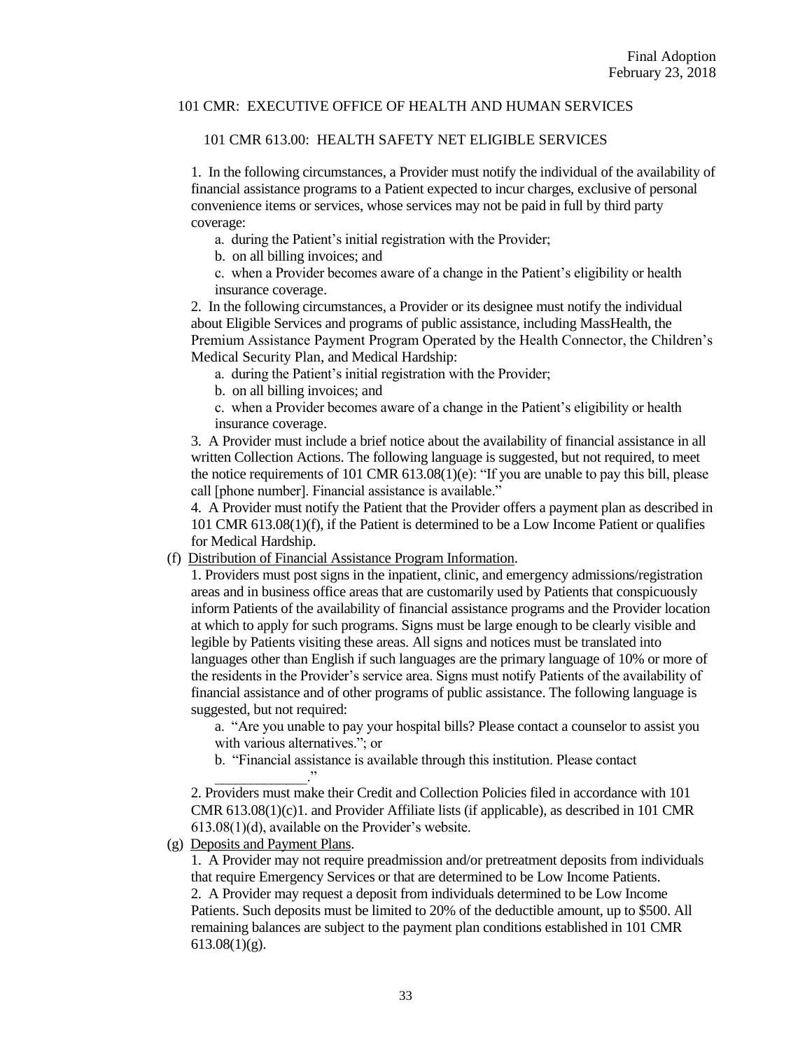Final Adoption
February 23, 2018

101 CMR: EXECUTIVE OFFICE OF HEALTH AND HUMAN SERVICES

101 CMR 613.00: HEALTH SAFETY NET ELIGIBLE SERVICES

1. In the following circumstances, a Provider must notify the individual of the availability of financial assistance programs to a Patient expected to incur charges, exclusive of personal convenience items or services, whose services may not be paid in full by third party coverage:

   a. during the Patient's initial registration with the Provider;

   b. on all billing invoices; and

   c. when a Provider becomes aware of a change in the Patient's eligibility or health insurance coverage.

2. In the following circumstances, a Provider or its designee must notify the individual about Eligible Services and programs of public assistance, including MassHealth, the Premium Assistance Payment Program Operated by the Health Connector, the Children's Medical Security Plan, and Medical Hardship:

   a. during the Patient's initial registration with the Provider;

   b. on all billing invoices; and

   c. when a Provider becomes aware of a change in the Patient's eligibility or health insurance coverage.

3. A Provider must include a brief notice about the availability of financial assistance in all written Collection Actions. The following language is suggested, but not required, to meet the notice requirements of 101 CMR 613.08(1)(e): "If you are unable to pay this bill, please call [phone number]. Financial assistance is available."

4. A Provider must notify the Patient that the Provider offers a payment plan as described in 101 CMR 613.08(1)(f), if the Patient is determined to be a Low Income Patient or qualifies for Medical Hardship.

(f) Distribution of Financial Assistance Program Information.

1. Providers must post signs in the inpatient, clinic, and emergency admissions/registration areas and in business office areas that are customarily used by Patients that conspicuously inform Patients of the availability of financial assistance programs and the Provider location at which to apply for such programs. Signs must be large enough to be clearly visible and legible by Patients visiting these areas. All signs and notices must be translated into languages other than English if such languages are the primary language of 10% or more of the residents in the Provider's service area. Signs must notify Patients of the availability of financial assistance and of other programs of public assistance. The following language is suggested, but not required:

   a. "Are you unable to pay your hospital bills? Please contact a counselor to assist you with various alternatives."; or

   b. "Financial assistance is available through this institution. Please contact _____________."

2. Providers must make their Credit and Collection Policies filed in accordance with 101 CMR 613.08(1)(c)1. and Provider Affiliate lists (if applicable), as described in 101 CMR 613.08(1)(d), available on the Provider's website.

(g) Deposits and Payment Plans.

1. A Provider may not require preadmission and/or pretreatment deposits from individuals that require Emergency Services or that are determined to be Low Income Patients.

2. A Provider may request a deposit from individuals determined to be Low Income Patients. Such deposits must be limited to 20% of the deductible amount, up to $500. All remaining balances are subject to the payment plan conditions established in 101 CMR 613.08(1)(g).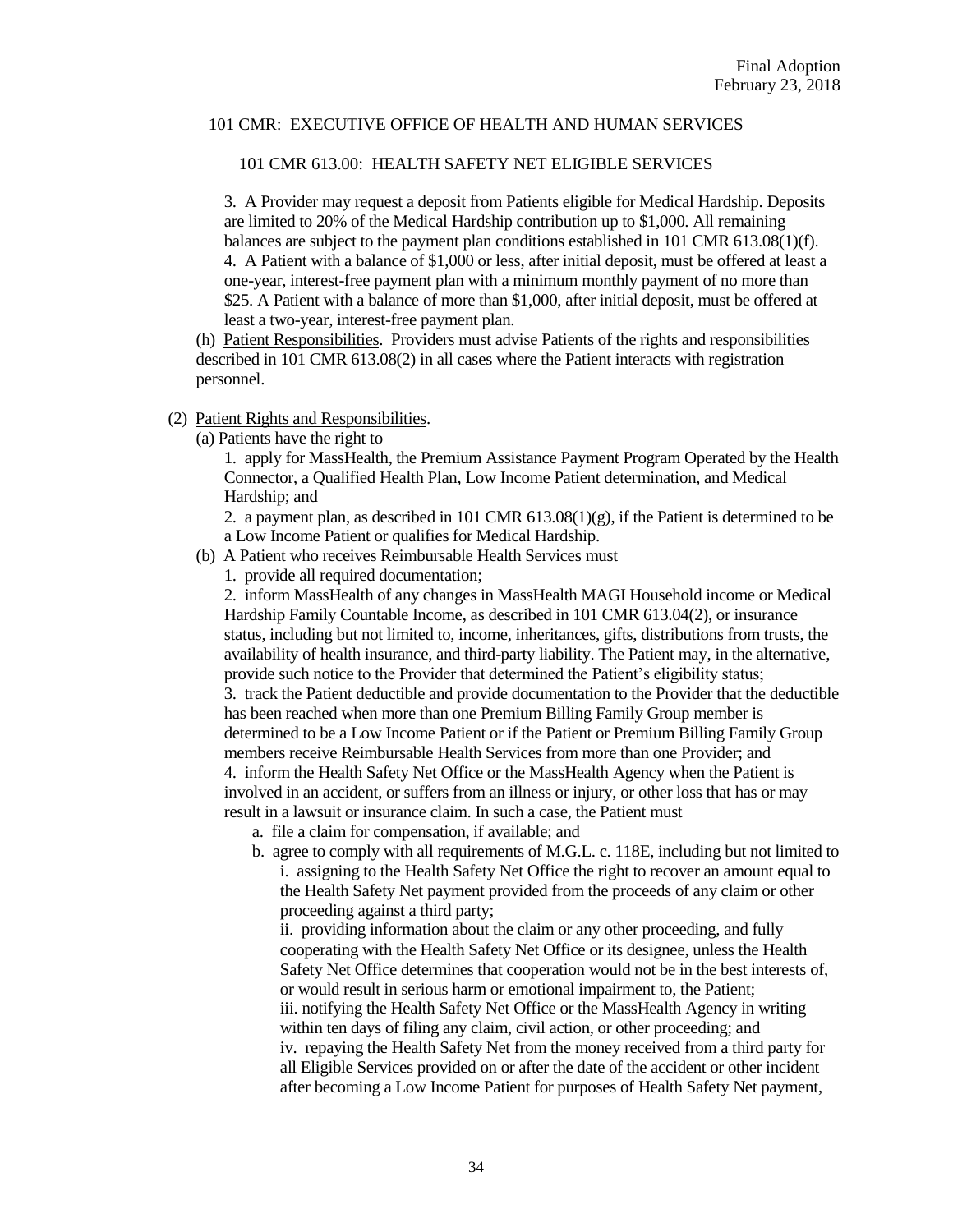3. A Provider may request a deposit from Patients eligible for Medical Hardship. Deposits are limited to 20% of the Medical Hardship contribution up to $1,000. All remaining balances are subject to the payment plan conditions established in 101 CMR 613.08(1)(f).

4. A Patient with a balance of $1,000 or less, after initial deposit, must be offered at least a one-year, interest-free payment plan with a minimum monthly payment of no more than $25. A Patient with a balance of more than $1,000, after initial deposit, must be offered at least a two-year, interest-free payment plan.

(h) <u>Patient Responsibilities</u>. Providers must advise Patients of the rights and responsibilities described in 101 CMR 613.08(2) in all cases where the Patient interacts with registration personnel.

(2) <u>Patient Rights and Responsibilities</u>.

(a) Patients have the right to

1. apply for MassHealth, the Premium Assistance Payment Program Operated by the Health Connector, a Qualified Health Plan, Low Income Patient determination, and Medical Hardship; and

2. a payment plan, as described in 101 CMR 613.08(1)(g), if the Patient is determined to be a Low Income Patient or qualifies for Medical Hardship.

(b) A Patient who receives Reimbursable Health Services must

1. provide all required documentation;

2. inform MassHealth of any changes in MassHealth MAGI Household income or Medical Hardship Family Countable Income, as described in 101 CMR 613.04(2), or insurance status, including but not limited to, income, inheritances, gifts, distributions from trusts, the availability of health insurance, and third-party liability. The Patient may, in the alternative, provide such notice to the Provider that determined the Patient's eligibility status;

3. track the Patient deductible and provide documentation to the Provider that the deductible has been reached when more than one Premium Billing Family Group member is determined to be a Low Income Patient or if the Patient or Premium Billing Family Group members receive Reimbursable Health Services from more than one Provider; and

4. inform the Health Safety Net Office or the MassHealth Agency when the Patient is involved in an accident, or suffers from an illness or injury, or other loss that has or may result in a lawsuit or insurance claim. In such a case, the Patient must

a. file a claim for compensation, if available; and

b. agree to comply with all requirements of M.G.L. c. 118E, including but not limited to

i. assigning to the Health Safety Net Office the right to recover an amount equal to the Health Safety Net payment provided from the proceeds of any claim or other proceeding against a third party;

ii. providing information about the claim or any other proceeding, and fully cooperating with the Health Safety Net Office or its designee, unless the Health Safety Net Office determines that cooperation would not be in the best interests of, or would result in serious harm or emotional impairment to, the Patient;

iii. notifying the Health Safety Net Office or the MassHealth Agency in writing within ten days of filing any claim, civil action, or other proceeding; and

iv. repaying the Health Safety Net from the money received from a third party for all Eligible Services provided on or after the date of the accident or other incident after becoming a Low Income Patient for purposes of Health Safety Net payment,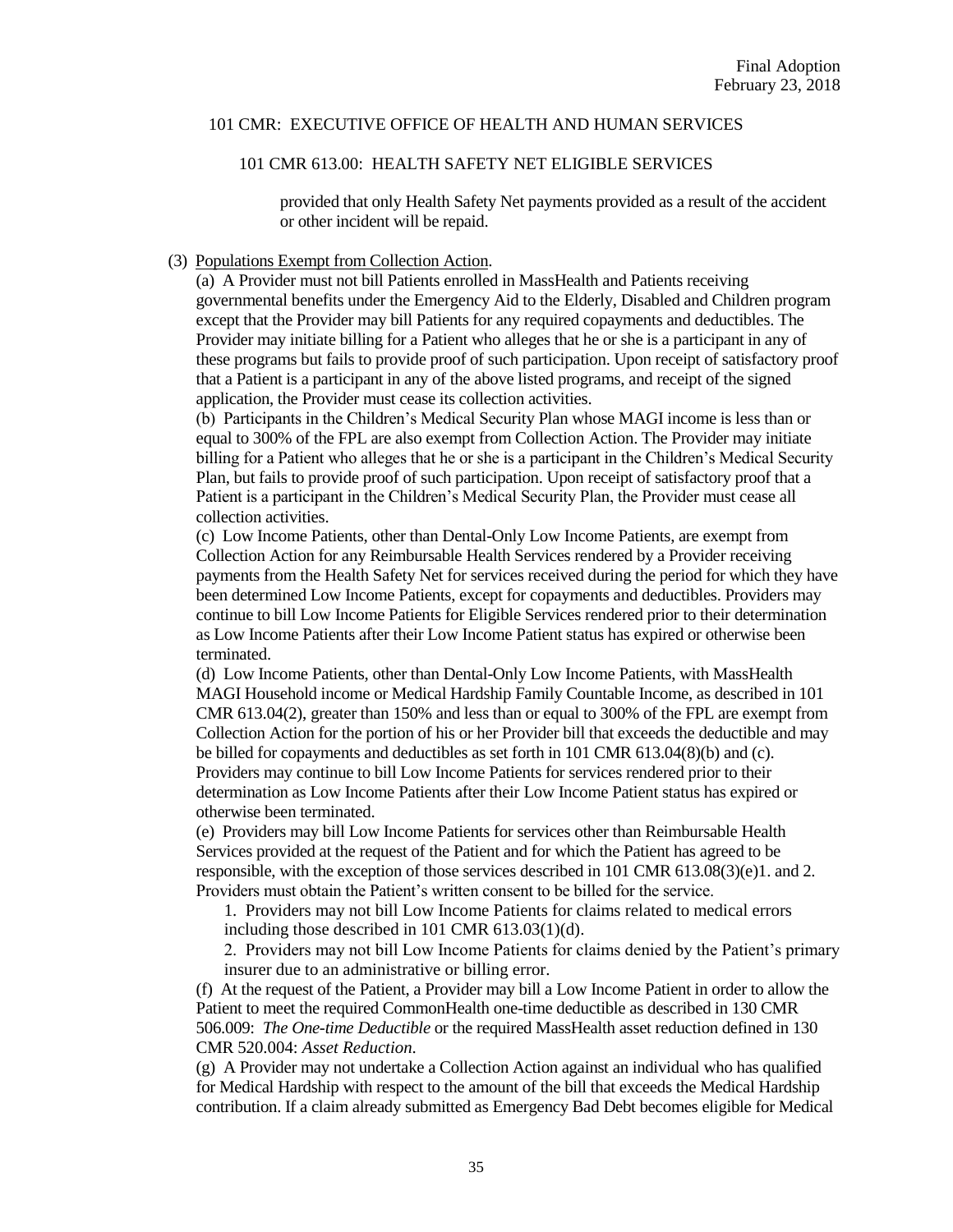provided that only Health Safety Net payments provided as a result of the accident or other incident will be repaid.

(3) Populations Exempt from Collection Action.

(a) A Provider must not bill Patients enrolled in MassHealth and Patients receiving governmental benefits under the Emergency Aid to the Elderly, Disabled and Children program except that the Provider may bill Patients for any required copayments and deductibles. The Provider may initiate billing for a Patient who alleges that he or she is a participant in any of these programs but fails to provide proof of such participation. Upon receipt of satisfactory proof that a Patient is a participant in any of the above listed programs, and receipt of the signed application, the Provider must cease its collection activities.

(b) Participants in the Children's Medical Security Plan whose MAGI income is less than or equal to 300% of the FPL are also exempt from Collection Action. The Provider may initiate billing for a Patient who alleges that he or she is a participant in the Children's Medical Security Plan, but fails to provide proof of such participation. Upon receipt of satisfactory proof that a Patient is a participant in the Children's Medical Security Plan, the Provider must cease all collection activities.

(c) Low Income Patients, other than Dental-Only Low Income Patients, are exempt from Collection Action for any Reimbursable Health Services rendered by a Provider receiving payments from the Health Safety Net for services received during the period for which they have been determined Low Income Patients, except for copayments and deductibles. Providers may continue to bill Low Income Patients for Eligible Services rendered prior to their determination as Low Income Patients after their Low Income Patient status has expired or otherwise been terminated.

(d) Low Income Patients, other than Dental-Only Low Income Patients, with MassHealth MAGI Household income or Medical Hardship Family Countable Income, as described in 101 CMR 613.04(2), greater than 150% and less than or equal to 300% of the FPL are exempt from Collection Action for the portion of his or her Provider bill that exceeds the deductible and may be billed for copayments and deductibles as set forth in 101 CMR 613.04(8)(b) and (c). Providers may continue to bill Low Income Patients for services rendered prior to their determination as Low Income Patients after their Low Income Patient status has expired or otherwise been terminated.

(e) Providers may bill Low Income Patients for services other than Reimbursable Health Services provided at the request of the Patient and for which the Patient has agreed to be responsible, with the exception of those services described in 101 CMR 613.08(3)(e)1. and 2. Providers must obtain the Patient's written consent to be billed for the service.

1. Providers may not bill Low Income Patients for claims related to medical errors including those described in 101 CMR 613.03(1)(d).

2. Providers may not bill Low Income Patients for claims denied by the Patient's primary insurer due to an administrative or billing error.

(f) At the request of the Patient, a Provider may bill a Low Income Patient in order to allow the Patient to meet the required CommonHealth one-time deductible as described in 130 CMR 506.009: *The One-time Deductible* or the required MassHealth asset reduction defined in 130 CMR 520.004: *Asset Reduction*.

(g) A Provider may not undertake a Collection Action against an individual who has qualified for Medical Hardship with respect to the amount of the bill that exceeds the Medical Hardship contribution. If a claim already submitted as Emergency Bad Debt becomes eligible for Medical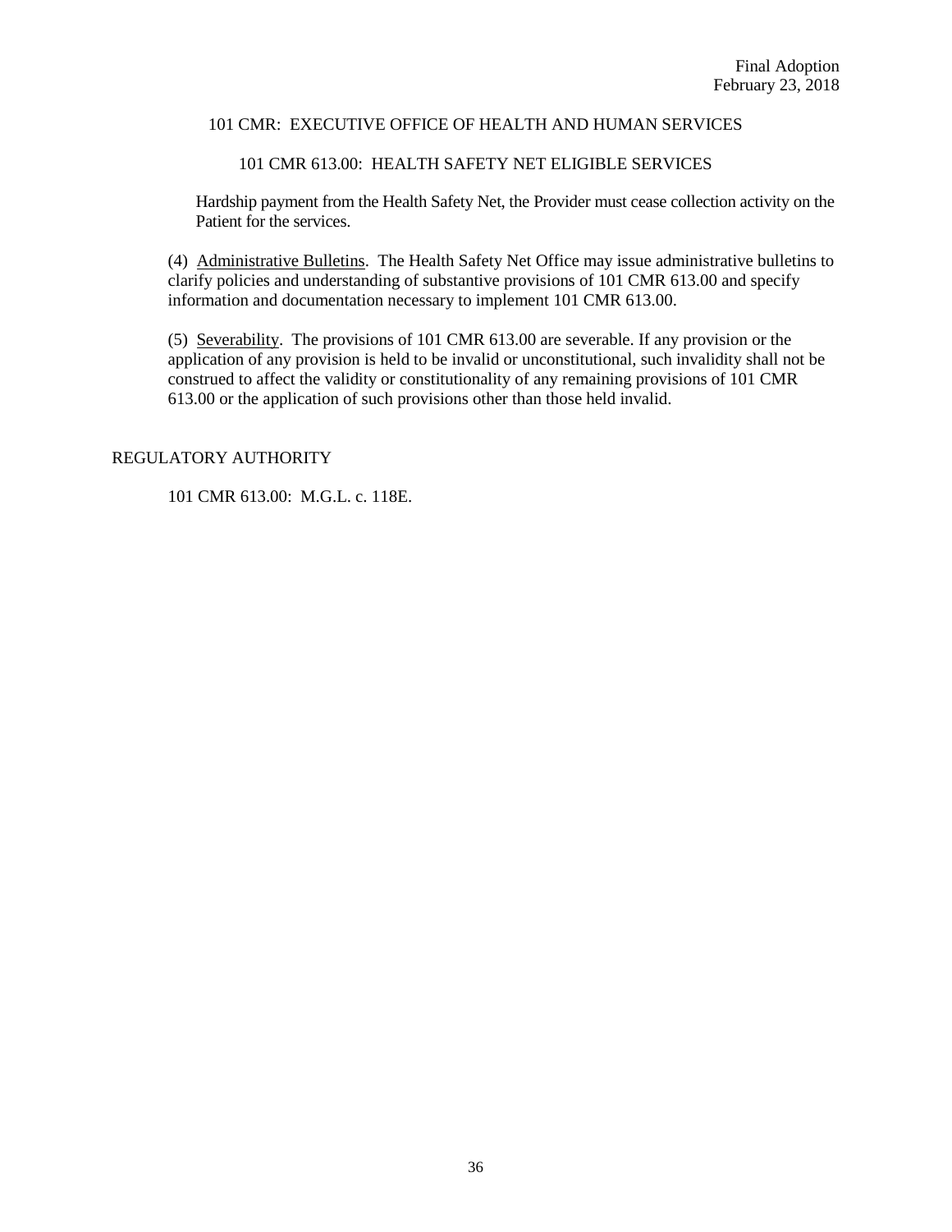Hardship payment from the Health Safety Net, the Provider must cease collection activity on the Patient for the services.

(4) Administrative Bulletins. The Health Safety Net Office may issue administrative bulletins to clarify policies and understanding of substantive provisions of 101 CMR 613.00 and specify information and documentation necessary to implement 101 CMR 613.00.

(5) Severability. The provisions of 101 CMR 613.00 are severable. If any provision or the application of any provision is held to be invalid or unconstitutional, such invalidity shall not be construed to affect the validity or constitutionality of any remaining provisions of 101 CMR 613.00 or the application of such provisions other than those held invalid.

REGULATORY AUTHORITY

101 CMR 613.00: M.G.L. c. 118E.